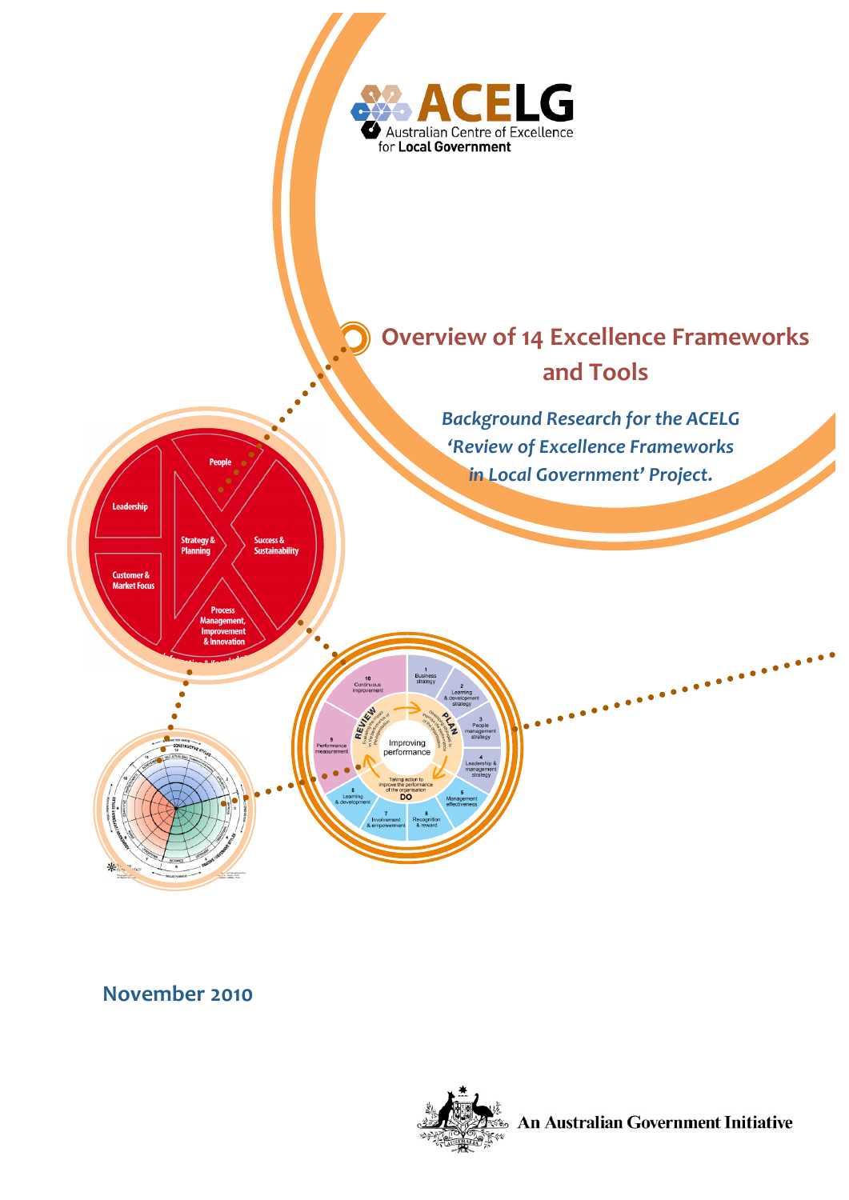ACELG

Australian Centre of Excellence for Local Government

# Overview of 14 Excellence Frameworks and Tools

*Background Research for the ACELG 'Review of Excellence Frameworks in Local Government' Project.*

**November 2010**

An Australian Government Initiative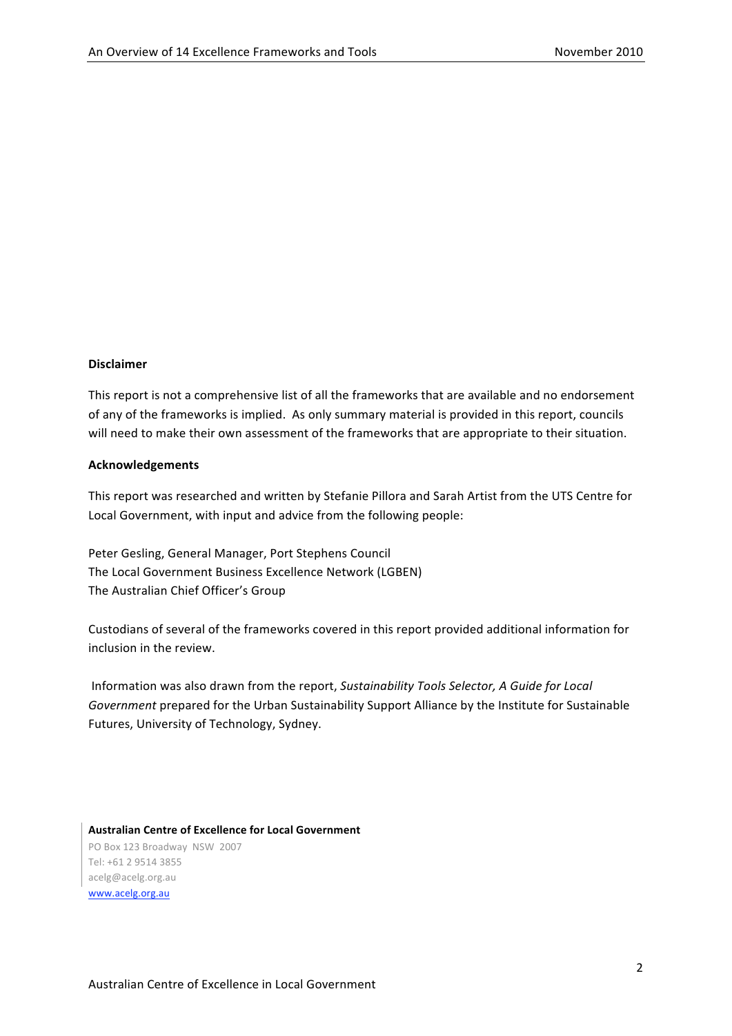**Disclaimer**

This report is not a comprehensive list of all the frameworks that are available and no endorsement of any of the frameworks is implied. As only summary material is provided in this report, councils will need to make their own assessment of the frameworks that are appropriate to their situation.

**Acknowledgements**

This report was researched and written by Stefanie Pillora and Sarah Artist from the UTS Centre for Local Government, with input and advice from the following people:

Peter Gesling, General Manager, Port Stephens Council
The Local Government Business Excellence Network (LGBEN)
The Australian Chief Officer's Group

Custodians of several of the frameworks covered in this report provided additional information for inclusion in the review.

Information was also drawn from the report, *Sustainability Tools Selector, A Guide for Local Government* prepared for the Urban Sustainability Support Alliance by the Institute for Sustainable Futures, University of Technology, Sydney.

**Australian Centre of Excellence for Local Government**
PO Box 123 Broadway NSW 2007
Tel: +61 2 9514 3855
acelg@acelg.org.au
www.acelg.org.au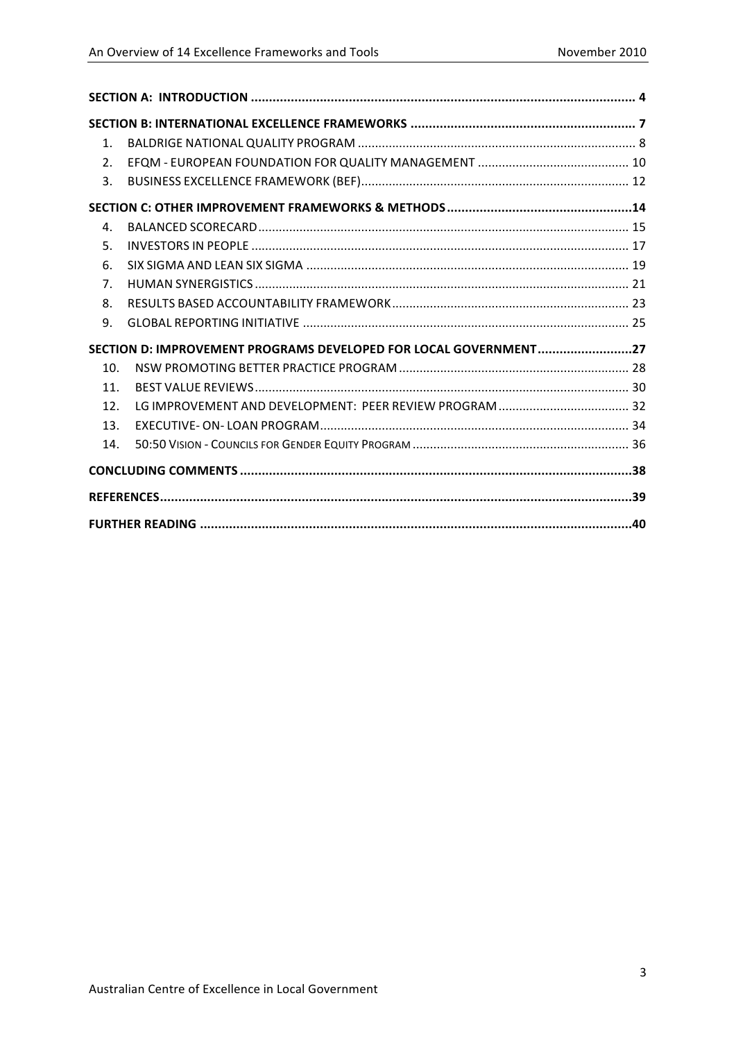| | |
|---|---|
| **SECTION A: INTRODUCTION** | **4** |
| **SECTION B: INTERNATIONAL EXCELLENCE FRAMEWORKS** | **7** |
| 1. BALDRIGE NATIONAL QUALITY PROGRAM | 8 |
| 2. EFQM - EUROPEAN FOUNDATION FOR QUALITY MANAGEMENT | 10 |
| 3. BUSINESS EXCELLENCE FRAMEWORK (BEF) | 12 |
| **SECTION C: OTHER IMPROVEMENT FRAMEWORKS & METHODS** | **14** |
| 4. BALANCED SCORECARD | 15 |
| 5. INVESTORS IN PEOPLE | 17 |
| 6. SIX SIGMA AND LEAN SIX SIGMA | 19 |
| 7. HUMAN SYNERGISTICS | 21 |
| 8. RESULTS BASED ACCOUNTABILITY FRAMEWORK | 23 |
| 9. GLOBAL REPORTING INITIATIVE | 25 |
| **SECTION D: IMPROVEMENT PROGRAMS DEVELOPED FOR LOCAL GOVERNMENT** | **27** |
| 10. NSW PROMOTING BETTER PRACTICE PROGRAM | 28 |
| 11. BEST VALUE REVIEWS | 30 |
| 12. LG IMPROVEMENT AND DEVELOPMENT: PEER REVIEW PROGRAM | 32 |
| 13. EXECUTIVE- ON- LOAN PROGRAM | 34 |
| 14. 50:50 VISION - COUNCILS FOR GENDER EQUITY PROGRAM | 36 |
| **CONCLUDING COMMENTS** | **38** |
| **REFERENCES** | **39** |
| **FURTHER READING** | **40** |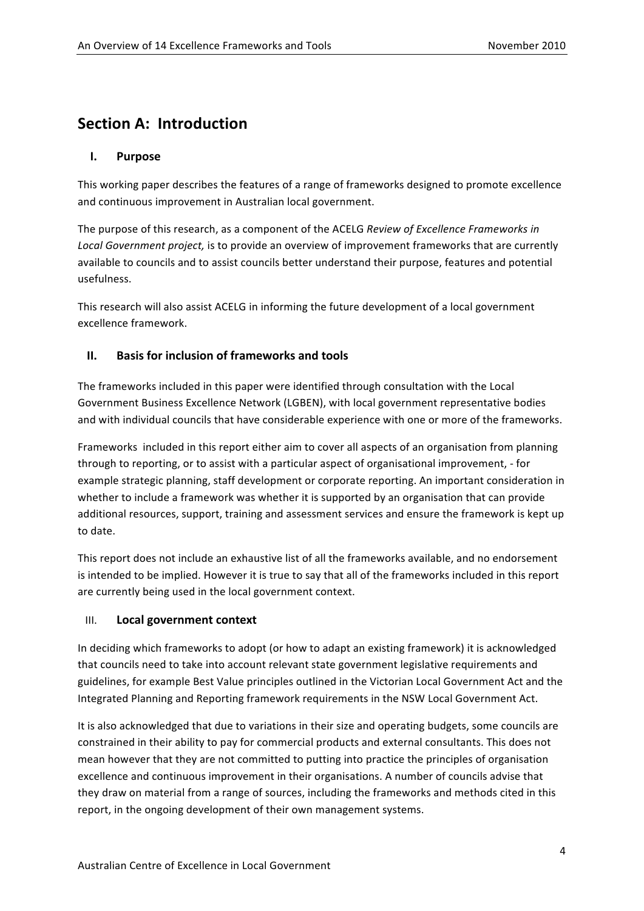## Section A: Introduction

### I. Purpose

This working paper describes the features of a range of frameworks designed to promote excellence and continuous improvement in Australian local government.

The purpose of this research, as a component of the ACELG *Review of Excellence Frameworks in Local Government project,* is to provide an overview of improvement frameworks that are currently available to councils and to assist councils better understand their purpose, features and potential usefulness.

This research will also assist ACELG in informing the future development of a local government excellence framework.

### II. Basis for inclusion of frameworks and tools

The frameworks included in this paper were identified through consultation with the Local Government Business Excellence Network (LGBEN), with local government representative bodies and with individual councils that have considerable experience with one or more of the frameworks.

Frameworks included in this report either aim to cover all aspects of an organisation from planning through to reporting, or to assist with a particular aspect of organisational improvement, - for example strategic planning, staff development or corporate reporting. An important consideration in whether to include a framework was whether it is supported by an organisation that can provide additional resources, support, training and assessment services and ensure the framework is kept up to date.

This report does not include an exhaustive list of all the frameworks available, and no endorsement is intended to be implied. However it is true to say that all of the frameworks included in this report are currently being used in the local government context.

### III. Local government context

In deciding which frameworks to adopt (or how to adapt an existing framework) it is acknowledged that councils need to take into account relevant state government legislative requirements and guidelines, for example Best Value principles outlined in the Victorian Local Government Act and the Integrated Planning and Reporting framework requirements in the NSW Local Government Act.

It is also acknowledged that due to variations in their size and operating budgets, some councils are constrained in their ability to pay for commercial products and external consultants. This does not mean however that they are not committed to putting into practice the principles of organisation excellence and continuous improvement in their organisations. A number of councils advise that they draw on material from a range of sources, including the frameworks and methods cited in this report, in the ongoing development of their own management systems.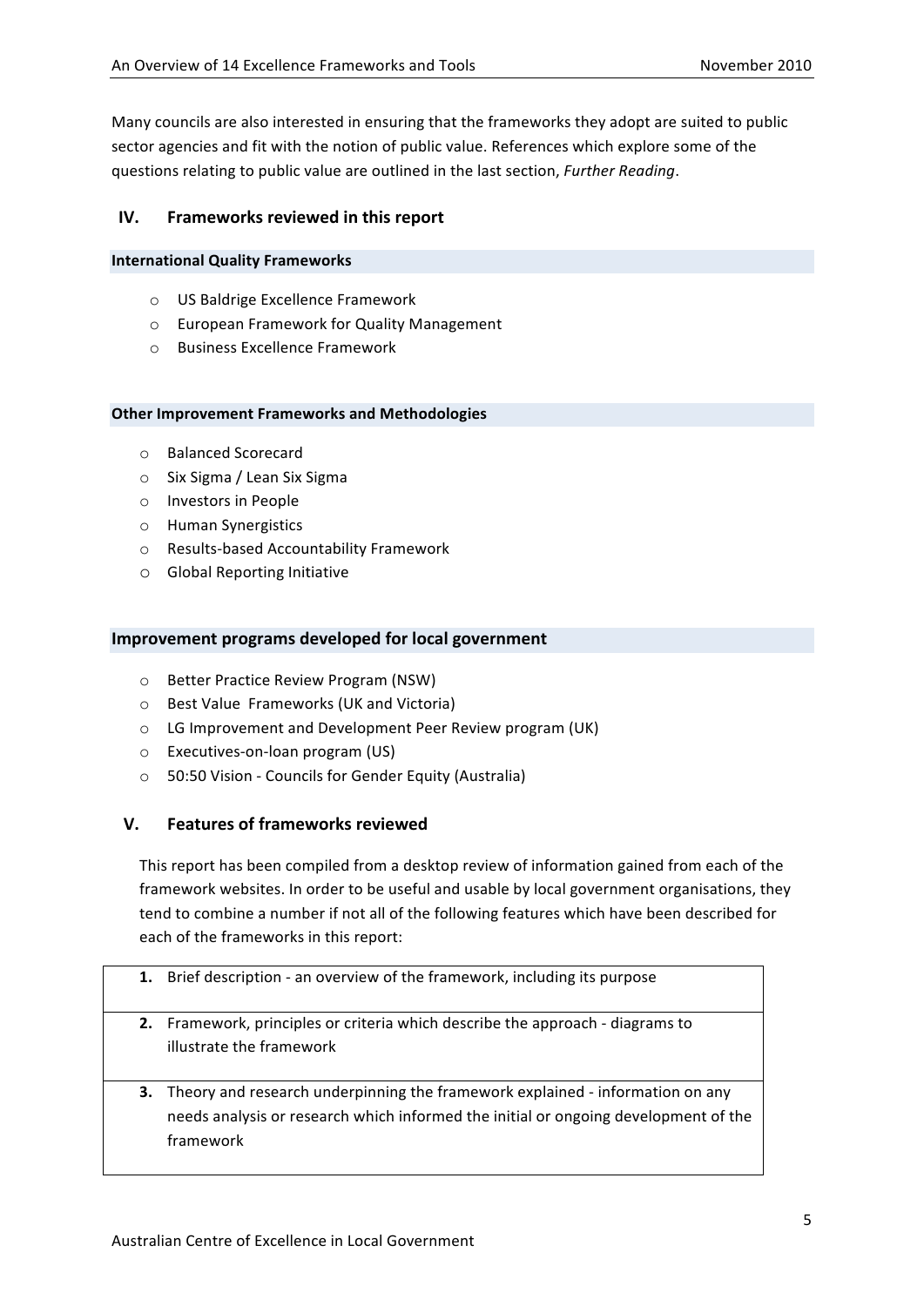Many councils are also interested in ensuring that the frameworks they adopt are suited to public sector agencies and fit with the notion of public value. References which explore some of the questions relating to public value are outlined in the last section, *Further Reading*.

## IV. Frameworks reviewed in this report

### International Quality Frameworks

- US Baldrige Excellence Framework
- European Framework for Quality Management
- Business Excellence Framework

### Other Improvement Frameworks and Methodologies

- Balanced Scorecard
- Six Sigma / Lean Six Sigma
- Investors in People
- Human Synergistics
- Results-based Accountability Framework
- Global Reporting Initiative

### Improvement programs developed for local government

- Better Practice Review Program (NSW)
- Best Value Frameworks (UK and Victoria)
- LG Improvement and Development Peer Review program (UK)
- Executives-on-loan program (US)
- 50:50 Vision - Councils for Gender Equity (Australia)

## V. Features of frameworks reviewed

This report has been compiled from a desktop review of information gained from each of the framework websites. In order to be useful and usable by local government organisations, they tend to combine a number if not all of the following features which have been described for each of the frameworks in this report:

| |
|---|
| **1.** Brief description - an overview of the framework, including its purpose |
| **2.** Framework, principles or criteria which describe the approach - diagrams to illustrate the framework |
| **3.** Theory and research underpinning the framework explained - information on any needs analysis or research which informed the initial or ongoing development of the framework |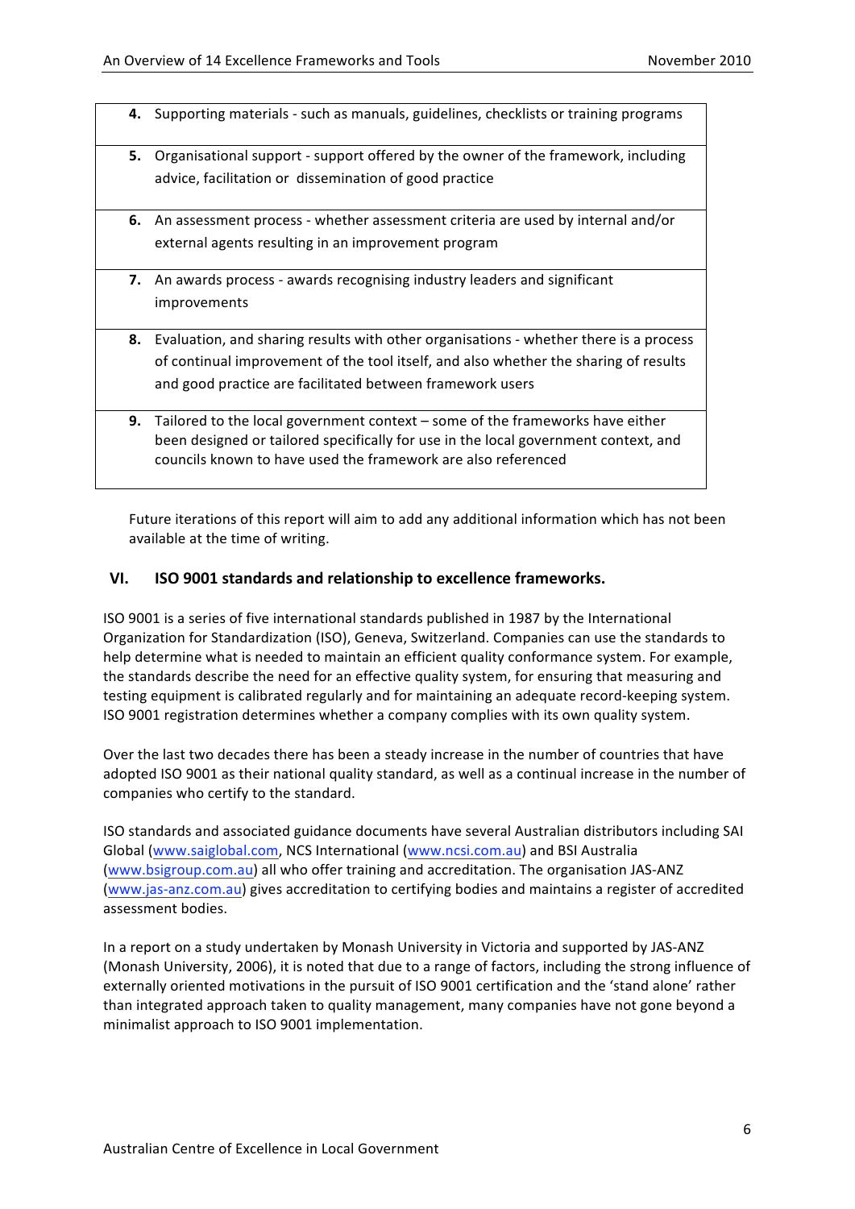| | |
|---|---|
| **4.** | Supporting materials - such as manuals, guidelines, checklists or training programs |
| **5.** | Organisational support - support offered by the owner of the framework, including advice, facilitation or dissemination of good practice |
| **6.** | An assessment process - whether assessment criteria are used by internal and/or external agents resulting in an improvement program |
| **7.** | An awards process - awards recognising industry leaders and significant improvements |
| **8.** | Evaluation, and sharing results with other organisations - whether there is a process of continual improvement of the tool itself, and also whether the sharing of results and good practice are facilitated between framework users |
| **9.** | Tailored to the local government context – some of the frameworks have either been designed or tailored specifically for use in the local government context, and councils known to have used the framework are also referenced |

Future iterations of this report will aim to add any additional information which has not been available at the time of writing.

## VI. ISO 9001 standards and relationship to excellence frameworks.

ISO 9001 is a series of five international standards published in 1987 by the International Organization for Standardization (ISO), Geneva, Switzerland. Companies can use the standards to help determine what is needed to maintain an efficient quality conformance system. For example, the standards describe the need for an effective quality system, for ensuring that measuring and testing equipment is calibrated regularly and for maintaining an adequate record-keeping system. ISO 9001 registration determines whether a company complies with its own quality system.

Over the last two decades there has been a steady increase in the number of countries that have adopted ISO 9001 as their national quality standard, as well as a continual increase in the number of companies who certify to the standard.

ISO standards and associated guidance documents have several Australian distributors including SAI Global (www.saiglobal.com, NCS International (www.ncsi.com.au) and BSI Australia (www.bsigroup.com.au) all who offer training and accreditation. The organisation JAS-ANZ (www.jas-anz.com.au) gives accreditation to certifying bodies and maintains a register of accredited assessment bodies.

In a report on a study undertaken by Monash University in Victoria and supported by JAS-ANZ (Monash University, 2006), it is noted that due to a range of factors, including the strong influence of externally oriented motivations in the pursuit of ISO 9001 certification and the 'stand alone' rather than integrated approach taken to quality management, many companies have not gone beyond a minimalist approach to ISO 9001 implementation.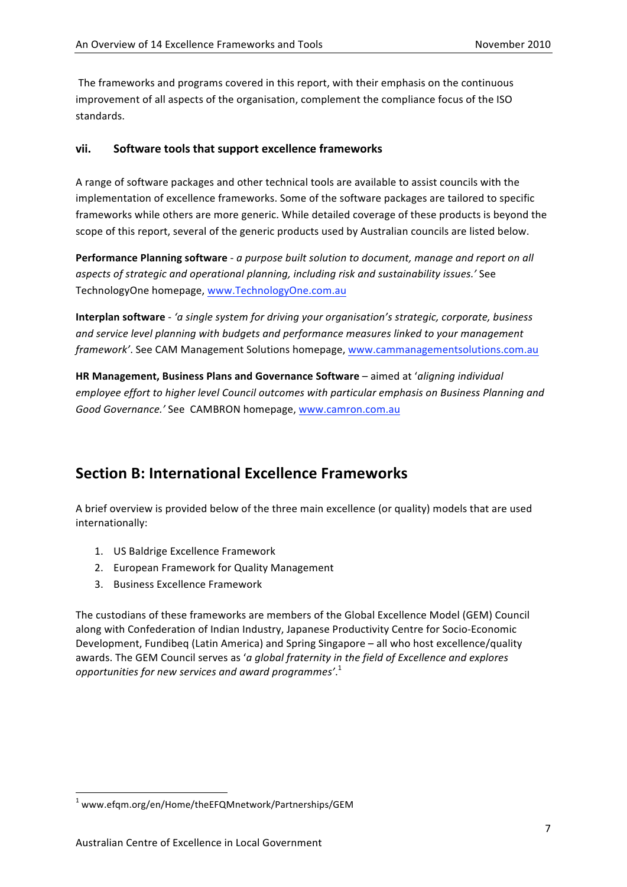The frameworks and programs covered in this report, with their emphasis on the continuous improvement of all aspects of the organisation, complement the compliance focus of the ISO standards.

### vii. Software tools that support excellence frameworks

A range of software packages and other technical tools are available to assist councils with the implementation of excellence frameworks. Some of the software packages are tailored to specific frameworks while others are more generic. While detailed coverage of these products is beyond the scope of this report, several of the generic products used by Australian councils are listed below.

**Performance Planning software** - *a purpose built solution to document, manage and report on all aspects of strategic and operational planning, including risk and sustainability issues.'* See TechnologyOne homepage, www.TechnologyOne.com.au

**Interplan software** - *'a single system for driving your organisation's strategic, corporate, business and service level planning with budgets and performance measures linked to your management framework'*. See CAM Management Solutions homepage, www.cammanagementsolutions.com.au

**HR Management, Business Plans and Governance Software** – aimed at '*aligning individual employee effort to higher level Council outcomes with particular emphasis on Business Planning and Good Governance.'* See CAMBRON homepage, www.camron.com.au

## Section B: International Excellence Frameworks

A brief overview is provided below of the three main excellence (or quality) models that are used internationally:

1. US Baldrige Excellence Framework
2. European Framework for Quality Management
3. Business Excellence Framework

The custodians of these frameworks are members of the Global Excellence Model (GEM) Council along with Confederation of Indian Industry, Japanese Productivity Centre for Socio-Economic Development, Fundibeq (Latin America) and Spring Singapore – all who host excellence/quality awards. The GEM Council serves as '*a global fraternity in the field of Excellence and explores opportunities for new services and award programmes'*.[1]

[1] www.efqm.org/en/Home/theEFQMnetwork/Partnerships/GEM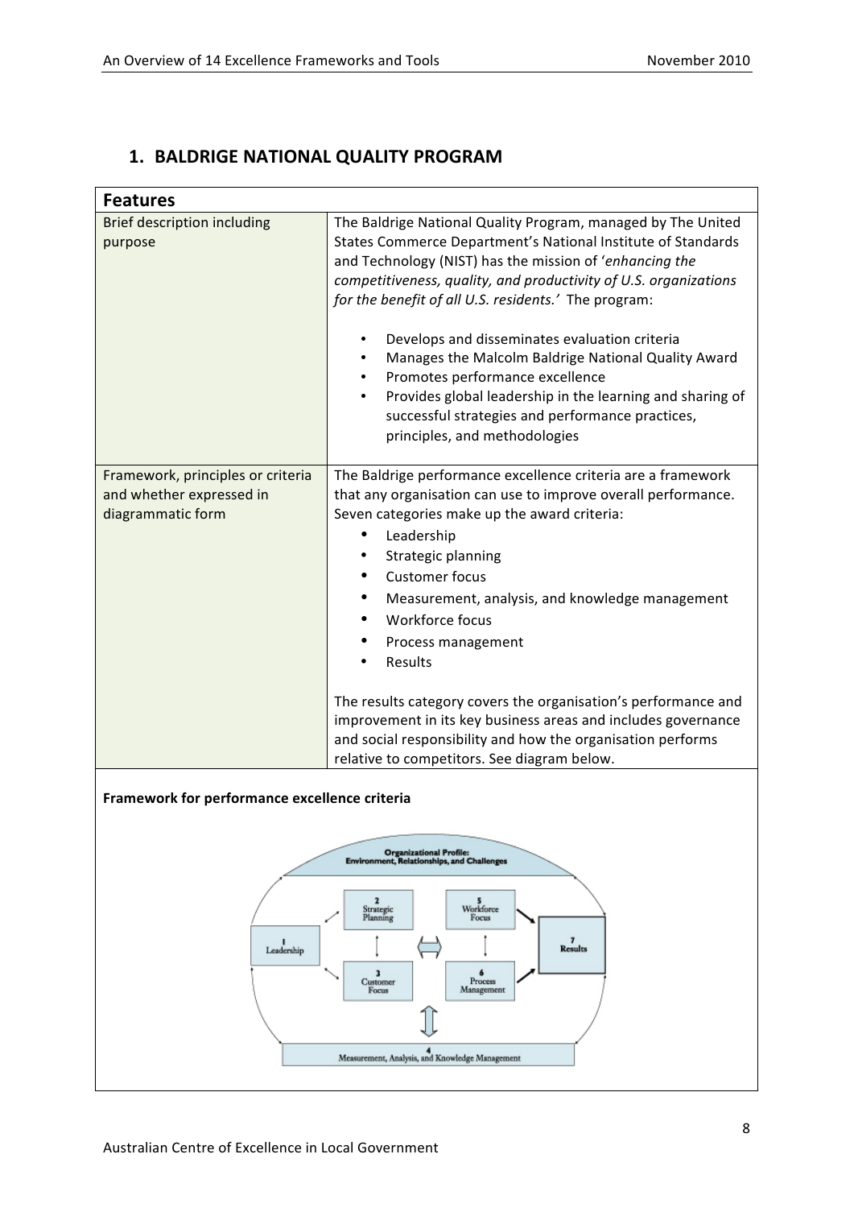## 1. BALDRIGE NATIONAL QUALITY PROGRAM

| Features | |
|---|---|
| Brief description including purpose | The Baldrige National Quality Program, managed by The United States Commerce Department's National Institute of Standards and Technology (NIST) has the mission of '*enhancing the competitiveness, quality, and productivity of U.S. organizations for the benefit of all U.S. residents.'* The program:<br><br>• Develops and disseminates evaluation criteria<br>• Manages the Malcolm Baldrige National Quality Award<br>• Promotes performance excellence<br>• Provides global leadership in the learning and sharing of successful strategies and performance practices, principles, and methodologies |
| Framework, principles or criteria and whether expressed in diagrammatic form | The Baldrige performance excellence criteria are a framework that any organisation can use to improve overall performance. Seven categories make up the award criteria:<br>• Leadership<br>• Strategic planning<br>• Customer focus<br>• Measurement, analysis, and knowledge management<br>• Workforce focus<br>• Process management<br>• Results<br><br>The results category covers the organisation's performance and improvement in its key business areas and includes governance and social responsibility and how the organisation performs relative to competitors. See diagram below. |

**Framework for performance excellence criteria**

Organizational Profile: Environment, Relationships, and Challenges

1 Leadership

2 Strategic Planning

3 Customer Focus

4 Measurement, Analysis, and Knowledge Management

5 Workforce Focus

6 Process Management

7 Results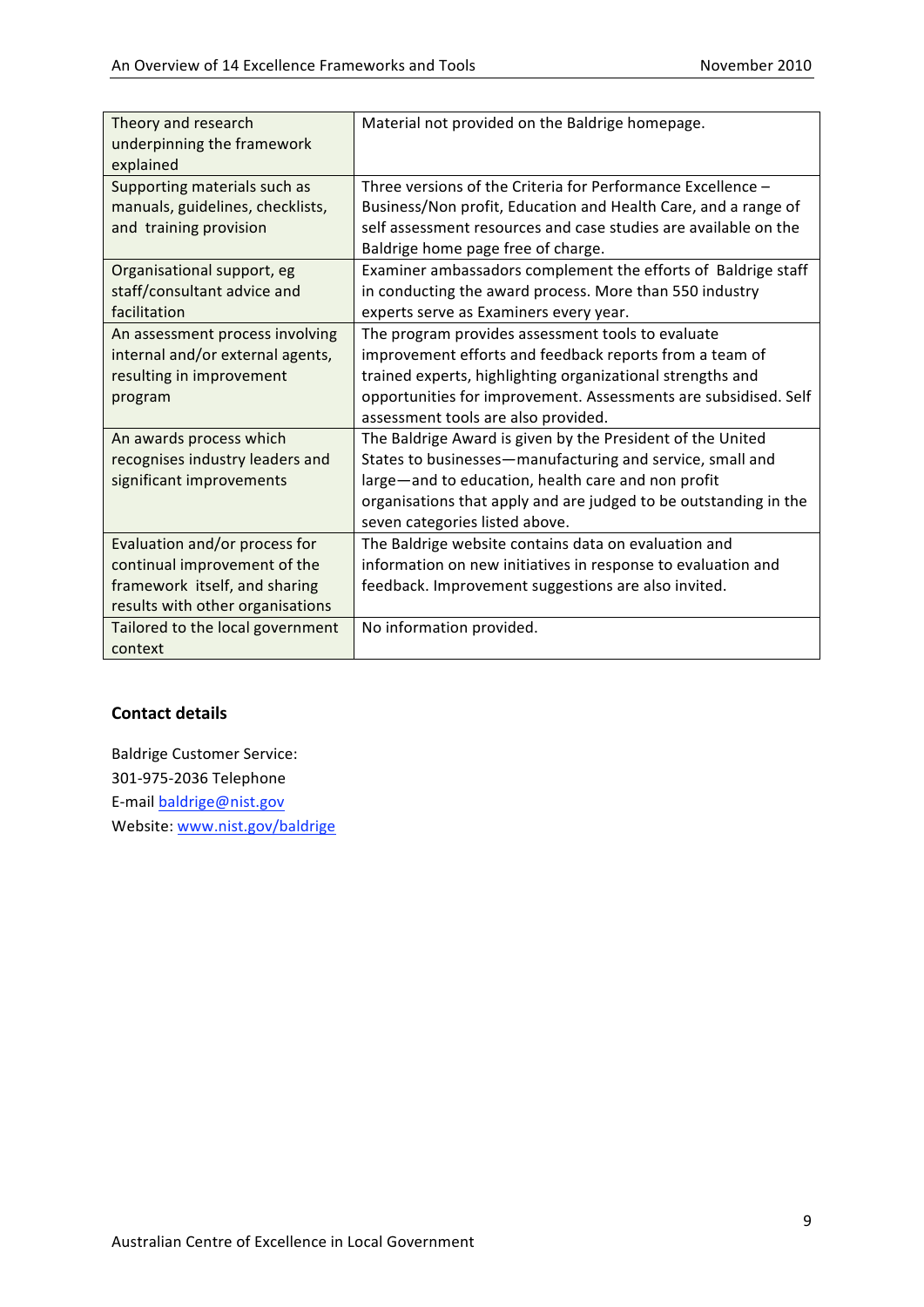| Theory and research underpinning the framework explained | Material not provided on the Baldrige homepage. |
|---|---|
| Supporting materials such as manuals, guidelines, checklists, and training provision | Three versions of the Criteria for Performance Excellence – Business/Non profit, Education and Health Care, and a range of self assessment resources and case studies are available on the Baldrige home page free of charge. |
| Organisational support, eg staff/consultant advice and facilitation | Examiner ambassadors complement the efforts of Baldrige staff in conducting the award process. More than 550 industry experts serve as Examiners every year. |
| An assessment process involving internal and/or external agents, resulting in improvement program | The program provides assessment tools to evaluate improvement efforts and feedback reports from a team of trained experts, highlighting organizational strengths and opportunities for improvement. Assessments are subsidised. Self assessment tools are also provided. |
| An awards process which recognises industry leaders and significant improvements | The Baldrige Award is given by the President of the United States to businesses—manufacturing and service, small and large—and to education, health care and non profit organisations that apply and are judged to be outstanding in the seven categories listed above. |
| Evaluation and/or process for continual improvement of the framework itself, and sharing results with other organisations | The Baldrige website contains data on evaluation and information on new initiatives in response to evaluation and feedback. Improvement suggestions are also invited. |
| Tailored to the local government context | No information provided. |

### Contact details

Baldrige Customer Service:
301-975-2036 Telephone
E-mail baldrige@nist.gov
Website: www.nist.gov/baldrige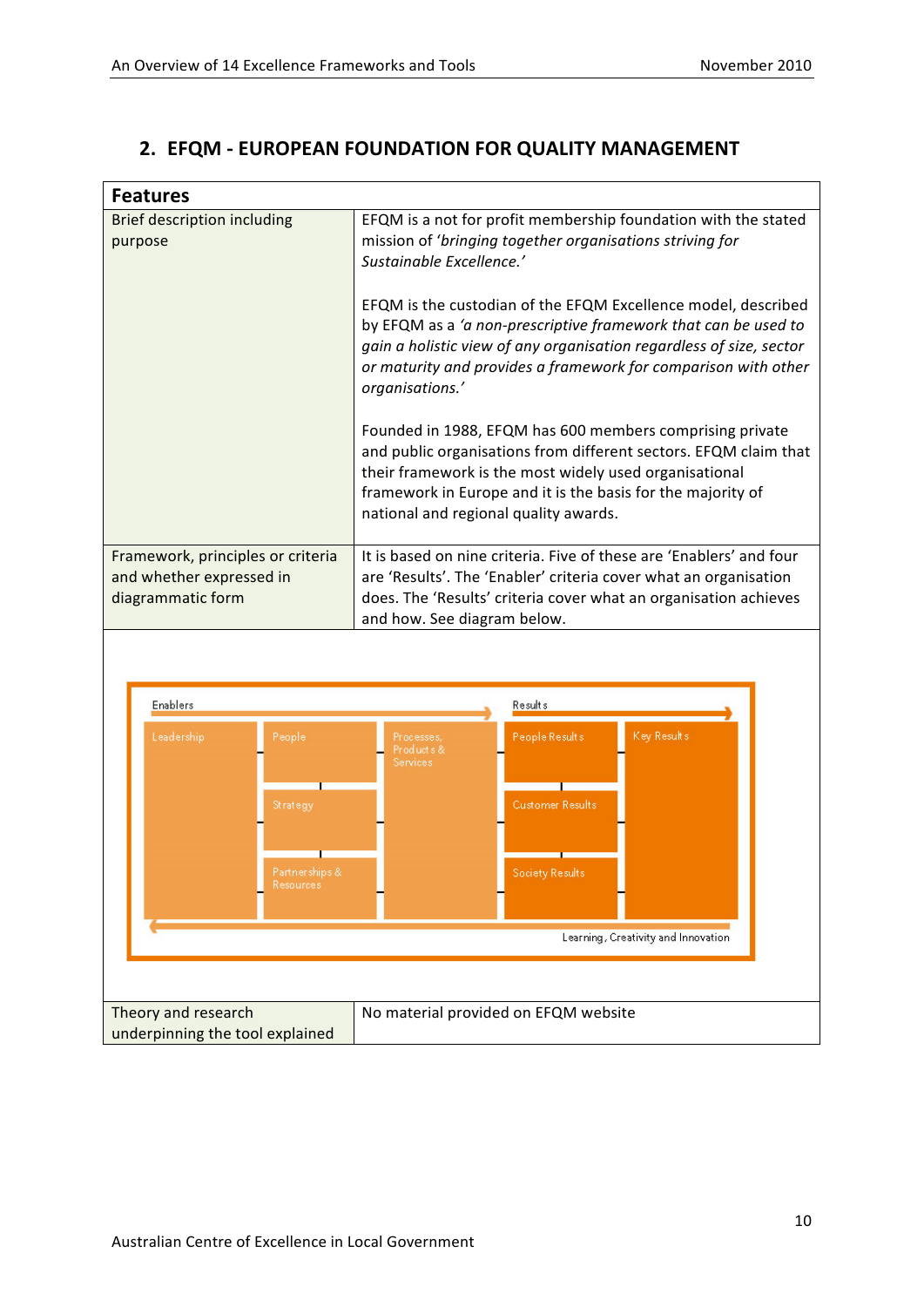## 2. EFQM - EUROPEAN FOUNDATION FOR QUALITY MANAGEMENT

| Features | |
|---|---|
| Brief description including purpose | EFQM is a not for profit membership foundation with the stated mission of *'bringing together organisations striving for Sustainable Excellence.'*<br><br>EFQM is the custodian of the EFQM Excellence model, described by EFQM as a *'a non-prescriptive framework that can be used to gain a holistic view of any organisation regardless of size, sector or maturity and provides a framework for comparison with other organisations.'*<br><br>Founded in 1988, EFQM has 600 members comprising private and public organisations from different sectors. EFQM claim that their framework is the most widely used organisational framework in Europe and it is the basis for the majority of national and regional quality awards. |
| Framework, principles or criteria and whether expressed in diagrammatic form | It is based on nine criteria. Five of these are 'Enablers' and four are 'Results'. The 'Enabler' criteria cover what an organisation does. The 'Results' criteria cover what an organisation achieves and how. See diagram below. |

Enablers → Results →

| Leadership | People | Processes, Products & Services | People Results | Key Results |
|---|---|---|---|---|
| | Strategy | | Customer Results | |
| | Partnerships & Resources | | Society Results | |

← Learning, Creativity and Innovation

| | |
|---|---|
| Theory and research underpinning the tool explained | No material provided on EFQM website |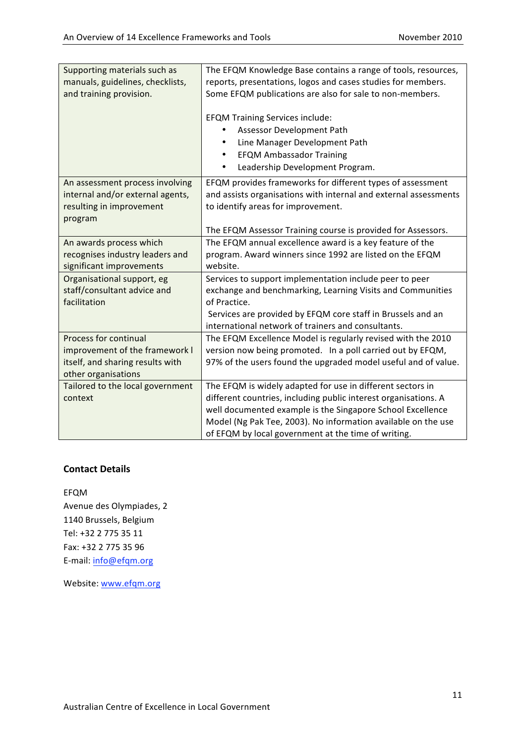| | |
|---|---|
| Supporting materials such as manuals, guidelines, checklists, and training provision. | The EFQM Knowledge Base contains a range of tools, resources, reports, presentations, logos and cases studies for members. Some EFQM publications are also for sale to non-members.<br><br>EFQM Training Services include:<br>• Assessor Development Path<br>• Line Manager Development Path<br>• EFQM Ambassador Training<br>• Leadership Development Program. |
| An assessment process involving internal and/or external agents, resulting in improvement program | EFQM provides frameworks for different types of assessment and assists organisations with internal and external assessments to identify areas for improvement.<br><br>The EFQM Assessor Training course is provided for Assessors. |
| An awards process which recognises industry leaders and significant improvements | The EFQM annual excellence award is a key feature of the program. Award winners since 1992 are listed on the EFQM website. |
| Organisational support, eg staff/consultant advice and facilitation | Services to support implementation include peer to peer exchange and benchmarking, Learning Visits and Communities of Practice.<br>Services are provided by EFQM core staff in Brussels and an international network of trainers and consultants. |
| Process for continual improvement of the framework I itself, and sharing results with other organisations | The EFQM Excellence Model is regularly revised with the 2010 version now being promoted. In a poll carried out by EFQM, 97% of the users found the upgraded model useful and of value. |
| Tailored to the local government context | The EFQM is widely adapted for use in different sectors in different countries, including public interest organisations. A well documented example is the Singapore School Excellence Model (Ng Pak Tee, 2003). No information available on the use of EFQM by local government at the time of writing. |

### Contact Details

EFQM
Avenue des Olympiades, 2
1140 Brussels, Belgium
Tel: +32 2 775 35 11
Fax: +32 2 775 35 96
E-mail: info@efqm.org

Website: www.efqm.org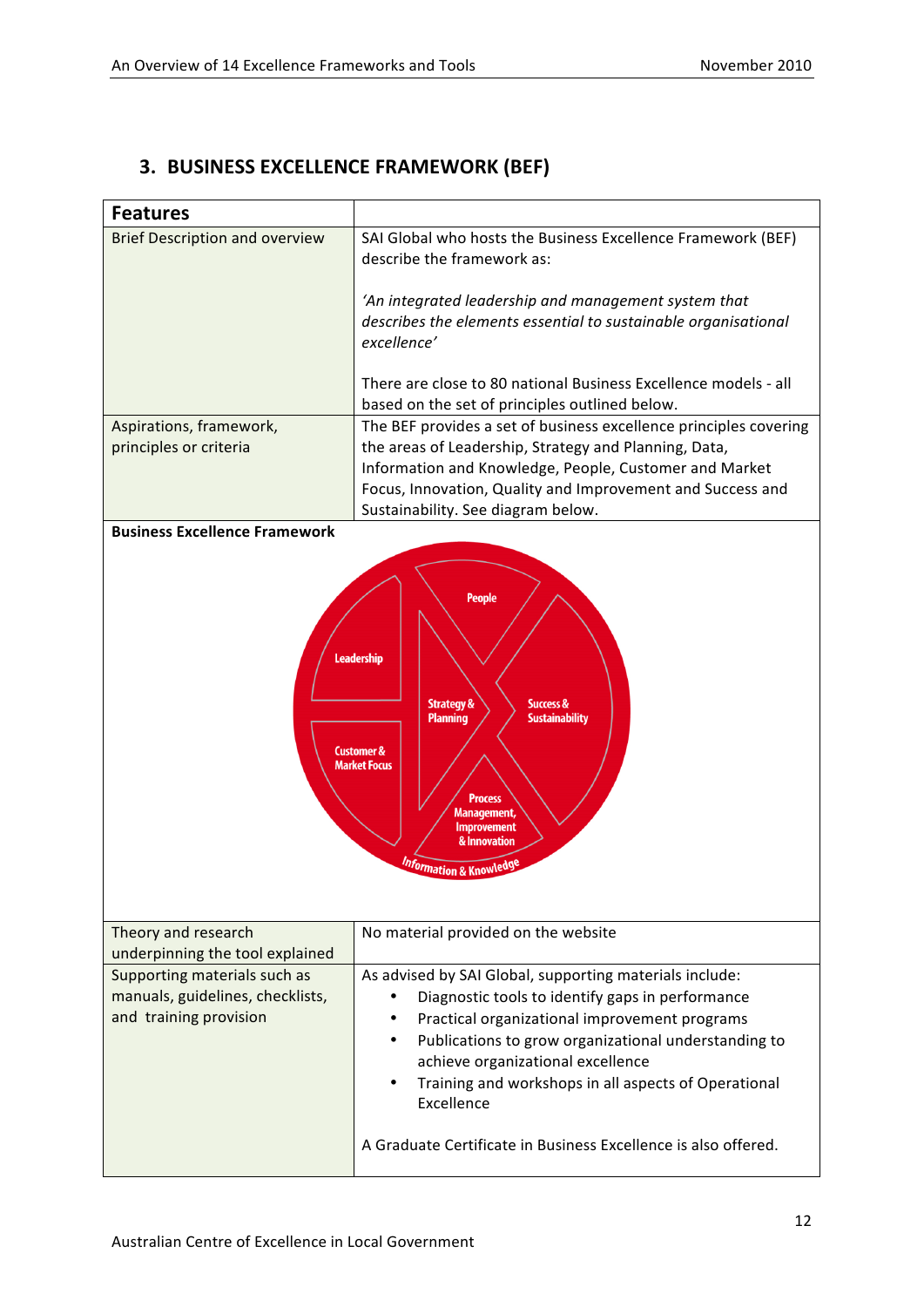## 3. BUSINESS EXCELLENCE FRAMEWORK (BEF)

| Features | |
|---|---|
| Brief Description and overview | SAI Global who hosts the Business Excellence Framework (BEF) describe the framework as:<br><br>*'An integrated leadership and management system that describes the elements essential to sustainable organisational excellence'*<br><br>There are close to 80 national Business Excellence models - all based on the set of principles outlined below. |
| Aspirations, framework, principles or criteria | The BEF provides a set of business excellence principles covering the areas of Leadership, Strategy and Planning, Data, Information and Knowledge, People, Customer and Market Focus, Innovation, Quality and Improvement and Success and Sustainability. See diagram below. |
| **Business Excellence Framework** | |
| Theory and research underpinning the tool explained | No material provided on the website |
| Supporting materials such as manuals, guidelines, checklists, and training provision | As advised by SAI Global, supporting materials include:<br>• Diagnostic tools to identify gaps in performance<br>• Practical organizational improvement programs<br>• Publications to grow organizational understanding to achieve organizational excellence<br>• Training and workshops in all aspects of Operational Excellence<br><br>A Graduate Certificate in Business Excellence is also offered. |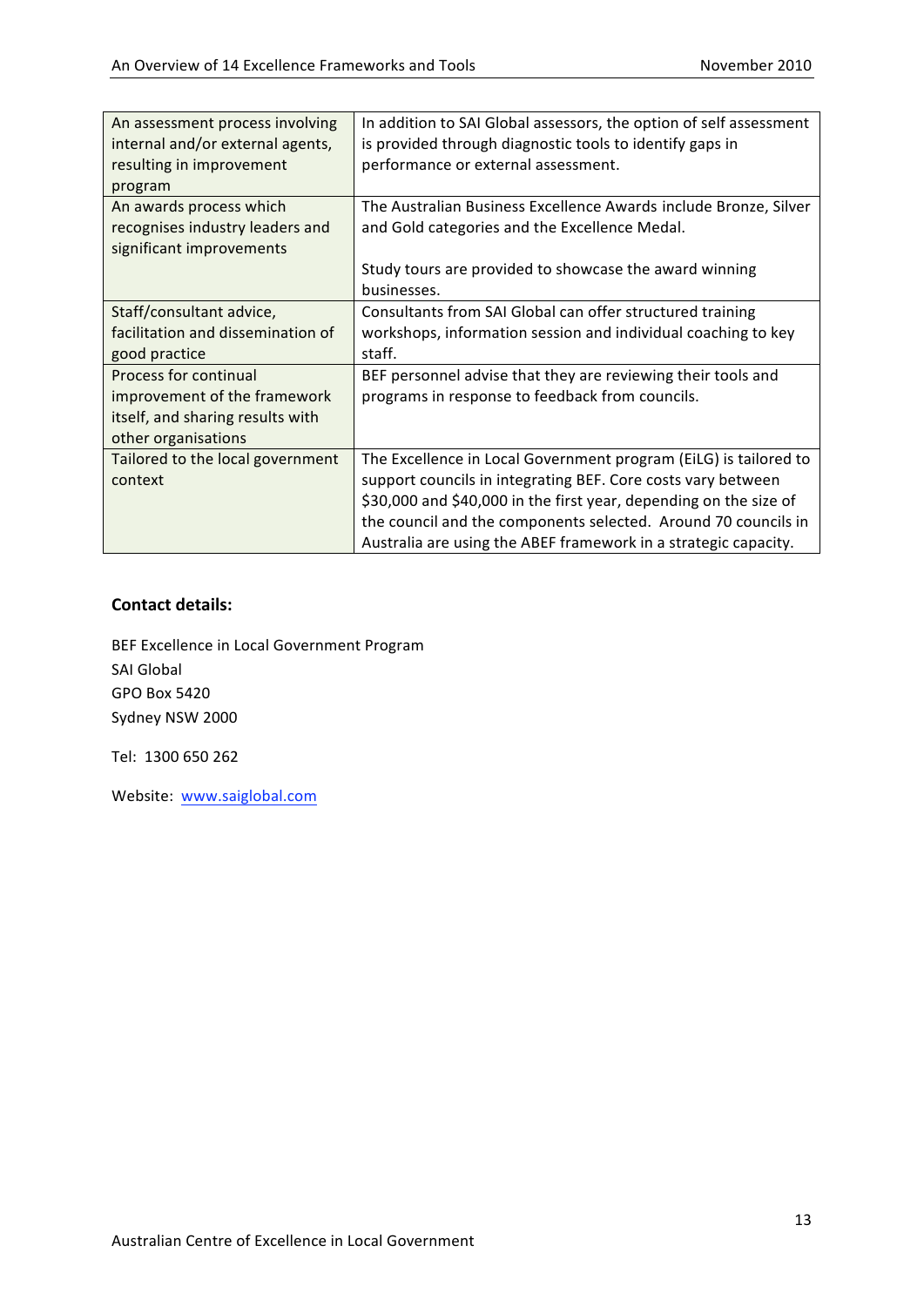| | |
|---|---|
| An assessment process involving internal and/or external agents, resulting in improvement program | In addition to SAI Global assessors, the option of self assessment is provided through diagnostic tools to identify gaps in performance or external assessment. |
| An awards process which recognises industry leaders and significant improvements | The Australian Business Excellence Awards include Bronze, Silver and Gold categories and the Excellence Medal.<br><br>Study tours are provided to showcase the award winning businesses. |
| Staff/consultant advice, facilitation and dissemination of good practice | Consultants from SAI Global can offer structured training workshops, information session and individual coaching to key staff. |
| Process for continual improvement of the framework itself, and sharing results with other organisations | BEF personnel advise that they are reviewing their tools and programs in response to feedback from councils. |
| Tailored to the local government context | The Excellence in Local Government program (EiLG) is tailored to support councils in integrating BEF. Core costs vary between $30,000 and $40,000 in the first year, depending on the size of the council and the components selected. Around 70 councils in Australia are using the ABEF framework in a strategic capacity. |

**Contact details:**

BEF Excellence in Local Government Program
SAI Global
GPO Box 5420
Sydney NSW 2000

Tel: 1300 650 262

Website: www.saiglobal.com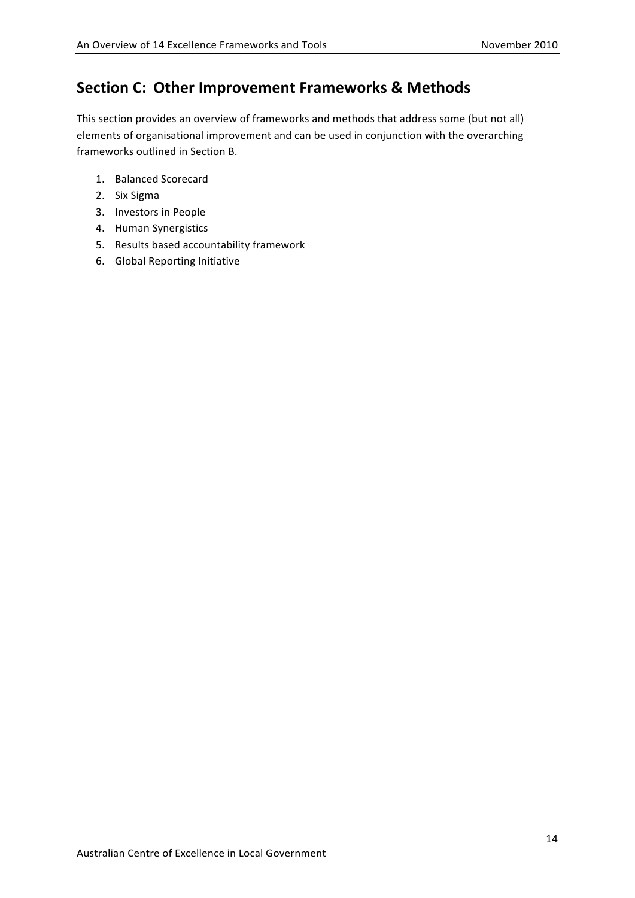## Section C: Other Improvement Frameworks & Methods

This section provides an overview of frameworks and methods that address some (but not all) elements of organisational improvement and can be used in conjunction with the overarching frameworks outlined in Section B.

1. Balanced Scorecard
2. Six Sigma
3. Investors in People
4. Human Synergistics
5. Results based accountability framework
6. Global Reporting Initiative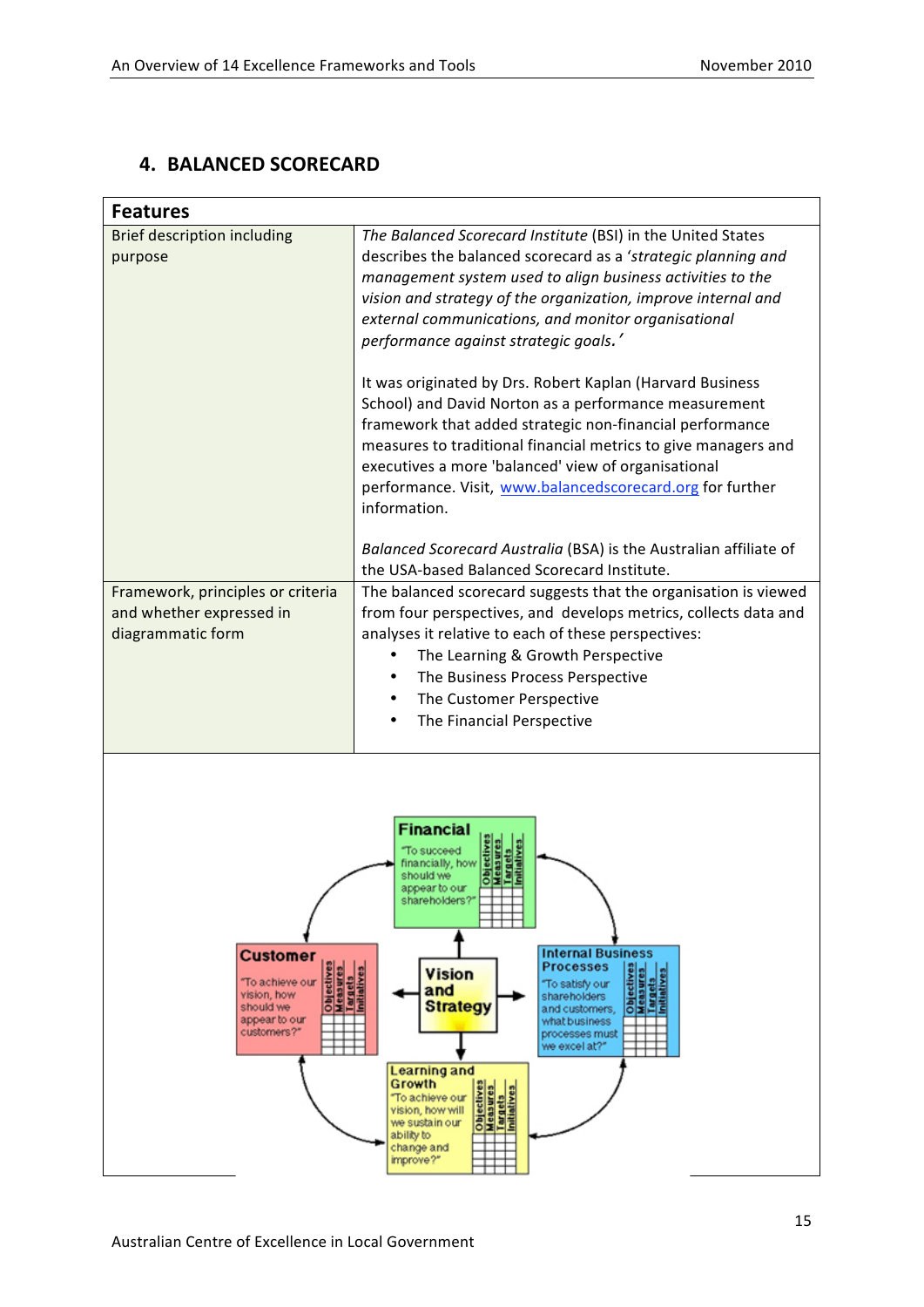## 4. BALANCED SCORECARD

| Features | |
|---|---|
| Brief description including purpose | *The Balanced Scorecard Institute* (BSI) in the United States describes the balanced scorecard as a '*strategic planning and management system used to align business activities to the vision and strategy of the organization, improve internal and external communications, and monitor organisational performance against strategic goals.'*<br><br>It was originated by Drs. Robert Kaplan (Harvard Business School) and David Norton as a performance measurement framework that added strategic non-financial performance measures to traditional financial metrics to give managers and executives a more 'balanced' view of organisational performance. Visit, [www.balancedscorecard.org](http://www.balancedscorecard.org) for further information.<br><br>*Balanced Scorecard Australia* (BSA) is the Australian affiliate of the USA-based Balanced Scorecard Institute. |
| Framework, principles or criteria and whether expressed in diagrammatic form | The balanced scorecard suggests that the organisation is viewed from four perspectives, and develops metrics, collects data and analyses it relative to each of these perspectives:<br>• The Learning & Growth Perspective<br>• The Business Process Perspective<br>• The Customer Perspective<br>• The Financial Perspective |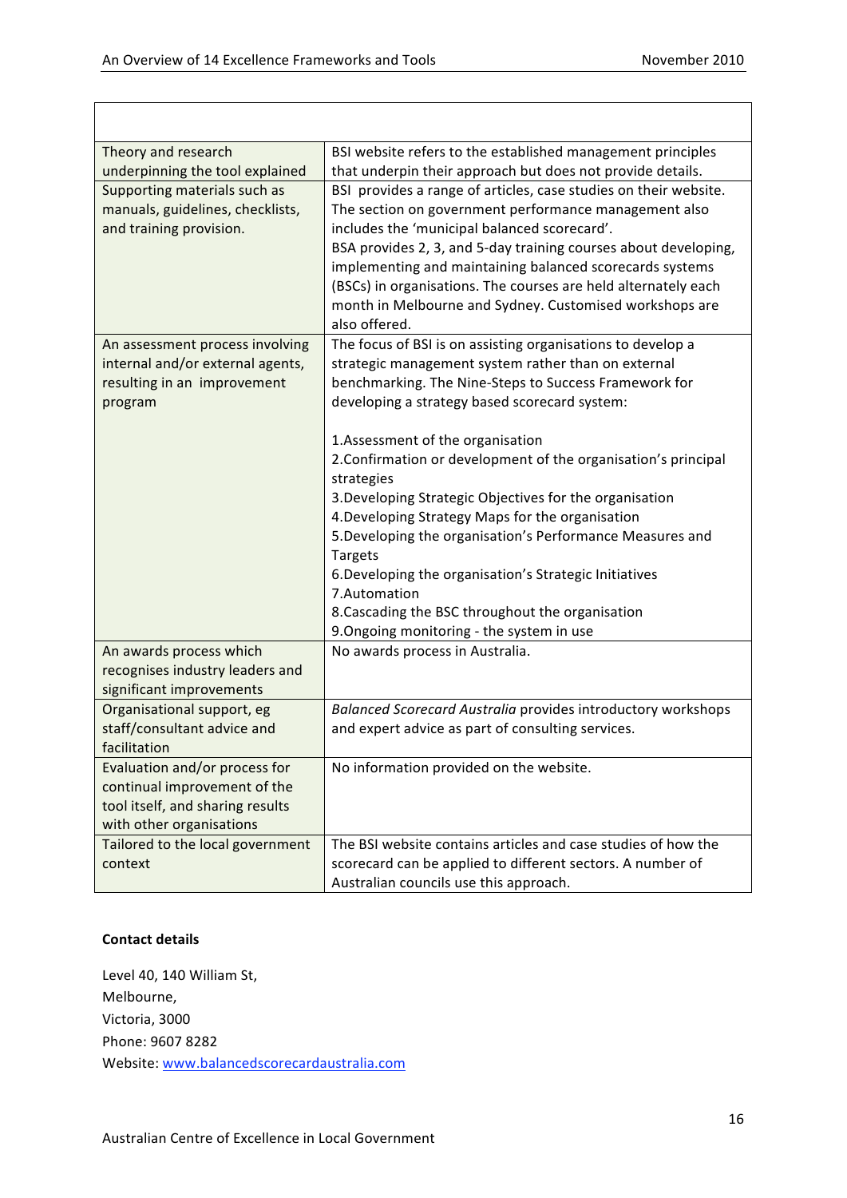| | |
|---|---|
| Theory and research underpinning the tool explained | BSI website refers to the established management principles that underpin their approach but does not provide details. |
| Supporting materials such as manuals, guidelines, checklists, and training provision. | BSI provides a range of articles, case studies on their website. The section on government performance management also includes the 'municipal balanced scorecard'.<br>BSA provides 2, 3, and 5-day training courses about developing, implementing and maintaining balanced scorecards systems (BSCs) in organisations. The courses are held alternately each month in Melbourne and Sydney. Customised workshops are also offered. |
| An assessment process involving internal and/or external agents, resulting in an improvement program | The focus of BSI is on assisting organisations to develop a strategic management system rather than on external benchmarking. The Nine-Steps to Success Framework for developing a strategy based scorecard system:<br><br>1.Assessment of the organisation<br>2.Confirmation or development of the organisation's principal strategies<br>3.Developing Strategic Objectives for the organisation<br>4.Developing Strategy Maps for the organisation<br>5.Developing the organisation's Performance Measures and Targets<br>6.Developing the organisation's Strategic Initiatives<br>7.Automation<br>8.Cascading the BSC throughout the organisation<br>9.Ongoing monitoring - the system in use |
| An awards process which recognises industry leaders and significant improvements | No awards process in Australia. |
| Organisational support, eg staff/consultant advice and facilitation | *Balanced Scorecard Australia* provides introductory workshops and expert advice as part of consulting services. |
| Evaluation and/or process for continual improvement of the tool itself, and sharing results with other organisations | No information provided on the website. |
| Tailored to the local government context | The BSI website contains articles and case studies of how the scorecard can be applied to different sectors. A number of Australian councils use this approach. |

**Contact details**

Level 40, 140 William St,
Melbourne,
Victoria, 3000
Phone: 9607 8282
Website: www.balancedscorecardaustralia.com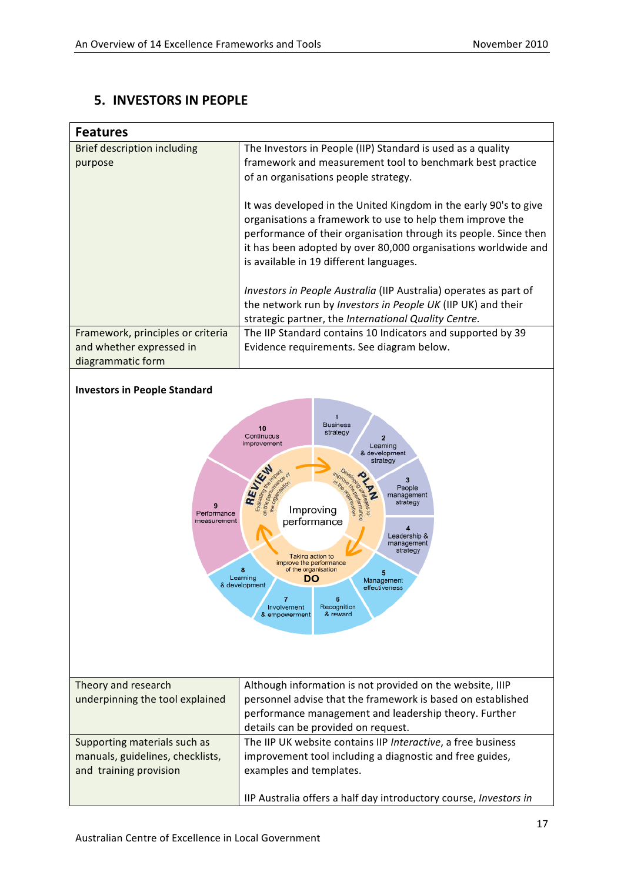## 5. INVESTORS IN PEOPLE

| Features | |
|---|---|
| Brief description including purpose | The Investors in People (IIP) Standard is used as a quality framework and measurement tool to benchmark best practice of an organisations people strategy.<br><br>It was developed in the United Kingdom in the early 90's to give organisations a framework to use to help them improve the performance of their organisation through its people. Since then it has been adopted by over 80,000 organisations worldwide and is available in 19 different languages.<br><br>*Investors in People Australia* (IIP Australia) operates as part of the network run by *Investors in People UK* (IIP UK) and their strategic partner, the *International Quality Centre.* |
| Framework, principles or criteria and whether expressed in diagrammatic form | The IIP Standard contains 10 Indicators and supported by 39 Evidence requirements. See diagram below. |

**Investors in People Standard**

Improving performance

PLAN – Developing strategies to improve the performance of the organisation
1 Business strategy
2 Learning & development strategy
3 People management strategy
4 Leadership & management strategy

DO – Taking action to improve the performance of the organisation
5 Management effectiveness
6 Recognition & reward
7 Involvement & empowerment
8 Learning & development

REVIEW – Evaluating the impact on the performance of the organisation
9 Performance measurement
10 Continuous improvement

| | |
|---|---|
| Theory and research underpinning the tool explained | Although information is not provided on the website, IIIP personnel advise that the framework is based on established performance management and leadership theory. Further details can be provided on request. |
| Supporting materials such as manuals, guidelines, checklists, and training provision | The IIP UK website contains IIP *Interactive*, a free business improvement tool including a diagnostic and free guides, examples and templates.<br><br>IIP Australia offers a half day introductory course, *Investors in* |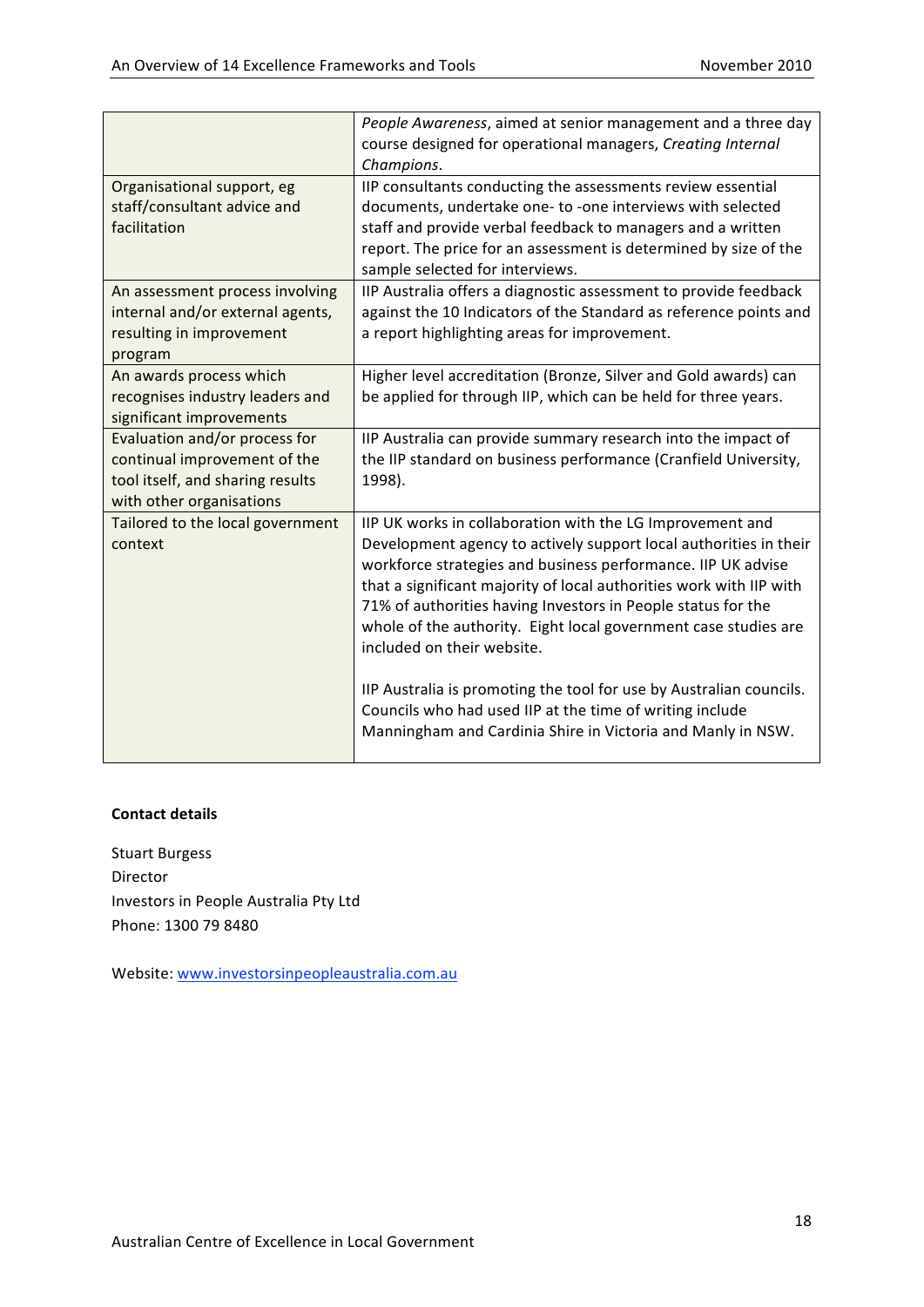| | |
|---|---|
| | *People Awareness*, aimed at senior management and a three day course designed for operational managers, *Creating Internal Champions*. |
| Organisational support, eg staff/consultant advice and facilitation | IIP consultants conducting the assessments review essential documents, undertake one- to -one interviews with selected staff and provide verbal feedback to managers and a written report. The price for an assessment is determined by size of the sample selected for interviews. |
| An assessment process involving internal and/or external agents, resulting in improvement program | IIP Australia offers a diagnostic assessment to provide feedback against the 10 Indicators of the Standard as reference points and a report highlighting areas for improvement. |
| An awards process which recognises industry leaders and significant improvements | Higher level accreditation (Bronze, Silver and Gold awards) can be applied for through IIP, which can be held for three years. |
| Evaluation and/or process for continual improvement of the tool itself, and sharing results with other organisations | IIP Australia can provide summary research into the impact of the IIP standard on business performance (Cranfield University, 1998). |
| Tailored to the local government context | IIP UK works in collaboration with the LG Improvement and Development agency to actively support local authorities in their workforce strategies and business performance. IIP UK advise that a significant majority of local authorities work with IIP with 71% of authorities having Investors in People status for the whole of the authority. Eight local government case studies are included on their website.<br><br>IIP Australia is promoting the tool for use by Australian councils. Councils who had used IIP at the time of writing include Manningham and Cardinia Shire in Victoria and Manly in NSW. |

**Contact details**

Stuart Burgess
Director
Investors in People Australia Pty Ltd
Phone: 1300 79 8480

Website: www.investorsinpeopleaustralia.com.au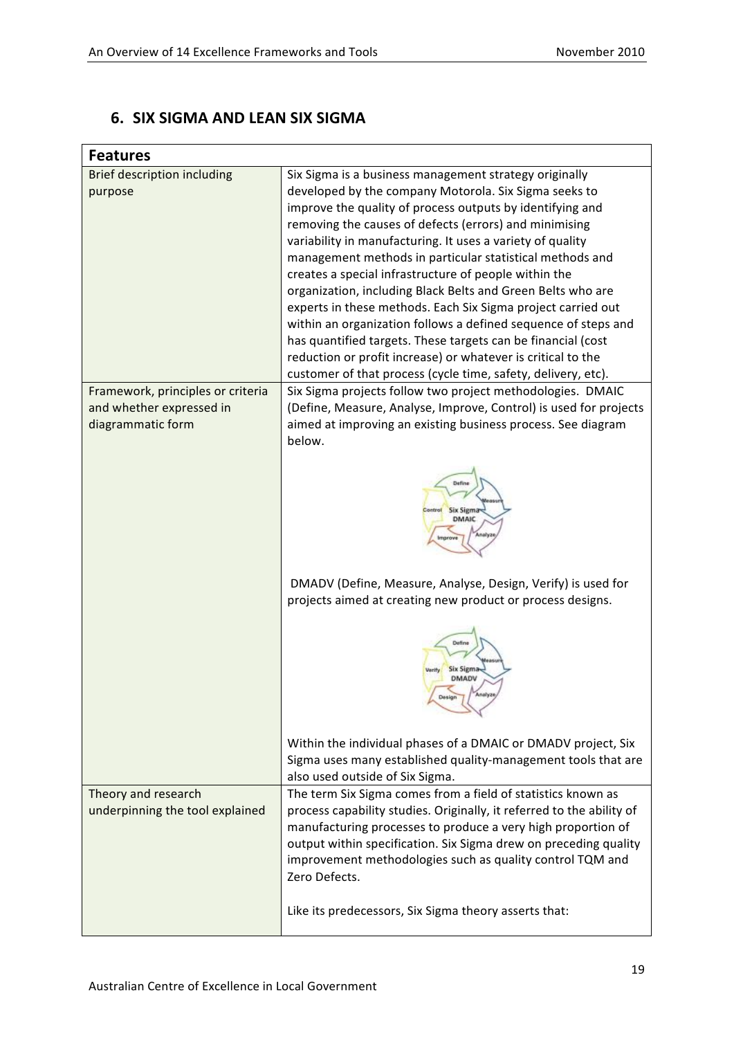## 6. SIX SIGMA AND LEAN SIX SIGMA

| Features | |
|---|---|
| Brief description including purpose | Six Sigma is a business management strategy originally developed by the company Motorola. Six Sigma seeks to improve the quality of process outputs by identifying and removing the causes of defects (errors) and minimising variability in manufacturing. It uses a variety of quality management methods in particular statistical methods and creates a special infrastructure of people within the organization, including Black Belts and Green Belts who are experts in these methods. Each Six Sigma project carried out within an organization follows a defined sequence of steps and has quantified targets. These targets can be financial (cost reduction or profit increase) or whatever is critical to the customer of that process (cycle time, safety, delivery, etc). |
| Framework, principles or criteria and whether expressed in diagrammatic form | Six Sigma projects follow two project methodologies. DMAIC (Define, Measure, Analyse, Improve, Control) is used for projects aimed at improving an existing business process. See diagram below. <br><br> DMADV (Define, Measure, Analyse, Design, Verify) is used for projects aimed at creating new product or process designs. <br><br> Within the individual phases of a DMAIC or DMADV project, Six Sigma uses many established quality-management tools that are also used outside of Six Sigma. |
| Theory and research underpinning the tool explained | The term Six Sigma comes from a field of statistics known as process capability studies. Originally, it referred to the ability of manufacturing processes to produce a very high proportion of output within specification. Six Sigma drew on preceding quality improvement methodologies such as quality control TQM and Zero Defects. <br><br> Like its predecessors, Six Sigma theory asserts that: |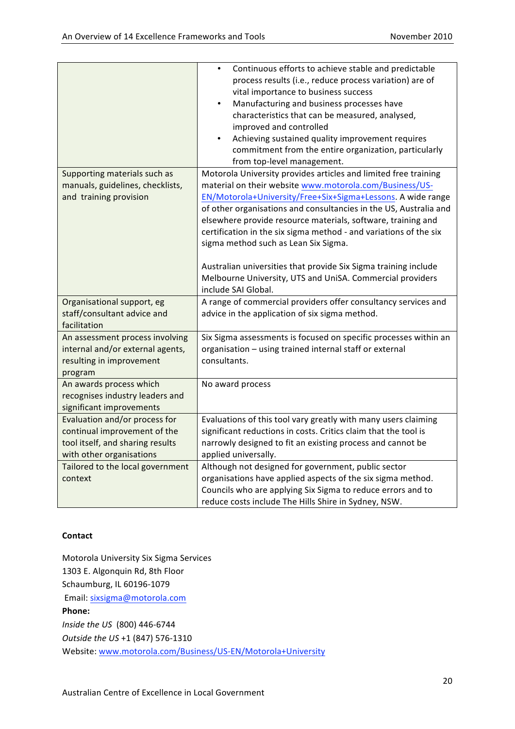| | |
|---|---|
| | • Continuous efforts to achieve stable and predictable process results (i.e., reduce process variation) are of vital importance to business success<br>• Manufacturing and business processes have characteristics that can be measured, analysed, improved and controlled<br>• Achieving sustained quality improvement requires commitment from the entire organization, particularly from top-level management. |
| Supporting materials such as manuals, guidelines, checklists, and training provision | Motorola University provides articles and limited free training material on their website www.motorola.com/Business/US-EN/Motorola+University/Free+Six+Sigma+Lessons. A wide range of other organisations and consultancies in the US, Australia and elsewhere provide resource materials, software, training and certification in the six sigma method - and variations of the six sigma method such as Lean Six Sigma.<br><br>Australian universities that provide Six Sigma training include Melbourne University, UTS and UniSA. Commercial providers include SAI Global. |
| Organisational support, eg staff/consultant advice and facilitation | A range of commercial providers offer consultancy services and advice in the application of six sigma method. |
| An assessment process involving internal and/or external agents, resulting in improvement program | Six Sigma assessments is focused on specific processes within an organisation – using trained internal staff or external consultants. |
| An awards process which recognises industry leaders and significant improvements | No award process |
| Evaluation and/or process for continual improvement of the tool itself, and sharing results with other organisations | Evaluations of this tool vary greatly with many users claiming significant reductions in costs. Critics claim that the tool is narrowly designed to fit an existing process and cannot be applied universally. |
| Tailored to the local government context | Although not designed for government, public sector organisations have applied aspects of the six sigma method. Councils who are applying Six Sigma to reduce errors and to reduce costs include The Hills Shire in Sydney, NSW. |

**Contact**

Motorola University Six Sigma Services
1303 E. Algonquin Rd, 8th Floor
Schaumburg, IL 60196-1079
Email: sixsigma@motorola.com

**Phone:**

*Inside the US* (800) 446-6744
*Outside the US* +1 (847) 576-1310
Website: www.motorola.com/Business/US-EN/Motorola+University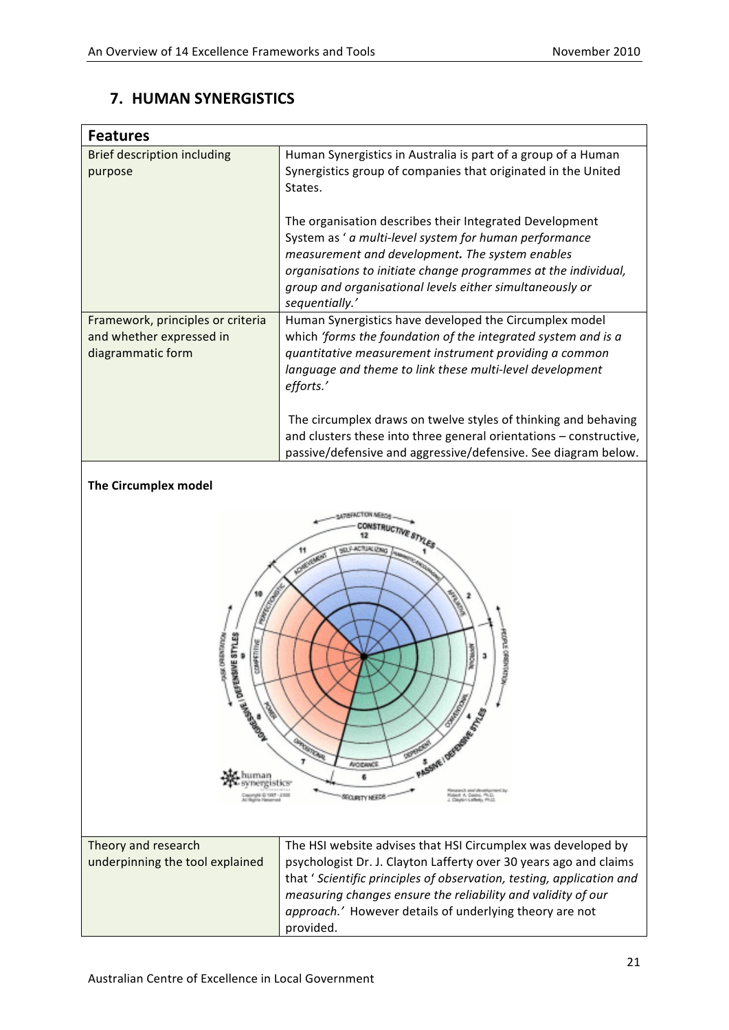## 7. HUMAN SYNERGISTICS

| Features | |
|---|---|
| Brief description including purpose | Human Synergistics in Australia is part of a group of a Human Synergistics group of companies that originated in the United States.<br><br>The organisation describes their Integrated Development System as ' *a multi-level system for human performance measurement and development.* ***The*** *system enables organisations to initiate change programmes at the individual, group and organisational levels either simultaneously or sequentially.'* |
| Framework, principles or criteria and whether expressed in diagrammatic form | Human Synergistics have developed the Circumplex model which *'forms the foundation of the integrated system and is a quantitative measurement instrument providing a common language and theme to link these multi-level development efforts.'*<br><br>The circumplex draws on twelve styles of thinking and behaving and clusters these into three general orientations – constructive, passive/defensive and aggressive/defensive. See diagram below. |

**The Circumplex model**

| Theory and research underpinning the tool explained | The HSI website advises that HSI Circumplex was developed by psychologist Dr. J. Clayton Lafferty over 30 years ago and claims that ' *Scientific principles of observation, testing, application and measuring changes ensure the reliability and validity of our approach.'* However details of underlying theory are not provided. |
|---|---|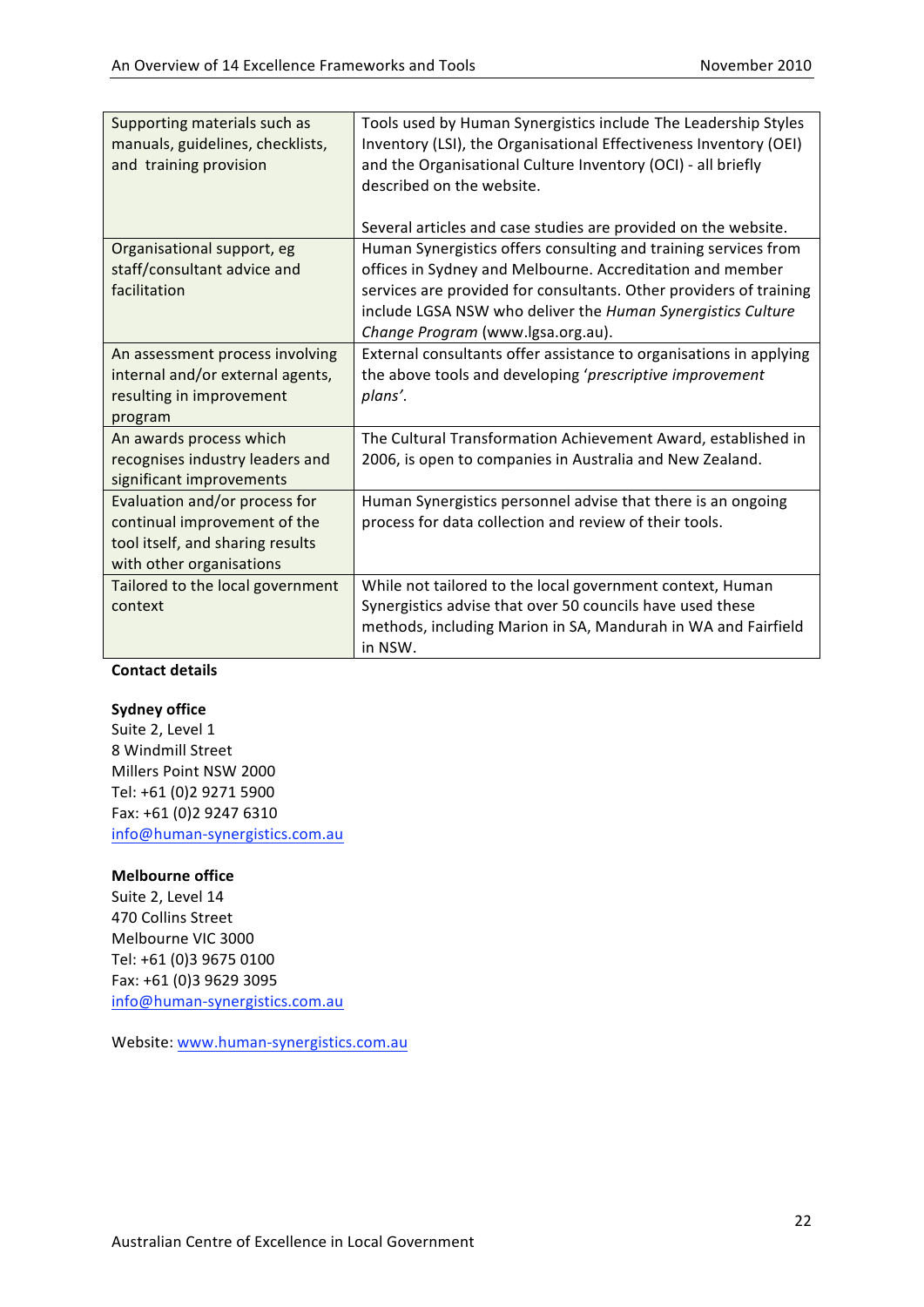| | |
|---|---|
| Supporting materials such as manuals, guidelines, checklists, and training provision | Tools used by Human Synergistics include The Leadership Styles Inventory (LSI), the Organisational Effectiveness Inventory (OEI) and the Organisational Culture Inventory (OCI) - all briefly described on the website.<br><br>Several articles and case studies are provided on the website. |
| Organisational support, eg staff/consultant advice and facilitation | Human Synergistics offers consulting and training services from offices in Sydney and Melbourne. Accreditation and member services are provided for consultants. Other providers of training include LGSA NSW who deliver the *Human Synergistics Culture Change Program* (www.lgsa.org.au). |
| An assessment process involving internal and/or external agents, resulting in improvement program | External consultants offer assistance to organisations in applying the above tools and developing '*prescriptive improvement plans*'. |
| An awards process which recognises industry leaders and significant improvements | The Cultural Transformation Achievement Award, established in 2006, is open to companies in Australia and New Zealand. |
| Evaluation and/or process for continual improvement of the tool itself, and sharing results with other organisations | Human Synergistics personnel advise that there is an ongoing process for data collection and review of their tools. |
| Tailored to the local government context | While not tailored to the local government context, Human Synergistics advise that over 50 councils have used these methods, including Marion in SA, Mandurah in WA and Fairfield in NSW. |

**Contact details**

**Sydney office**
Suite 2, Level 1
8 Windmill Street
Millers Point NSW 2000
Tel: +61 (0)2 9271 5900
Fax: +61 (0)2 9247 6310
info@human-synergistics.com.au

**Melbourne office**
Suite 2, Level 14
470 Collins Street
Melbourne VIC 3000
Tel: +61 (0)3 9675 0100
Fax: +61 (0)3 9629 3095
info@human-synergistics.com.au

Website: www.human-synergistics.com.au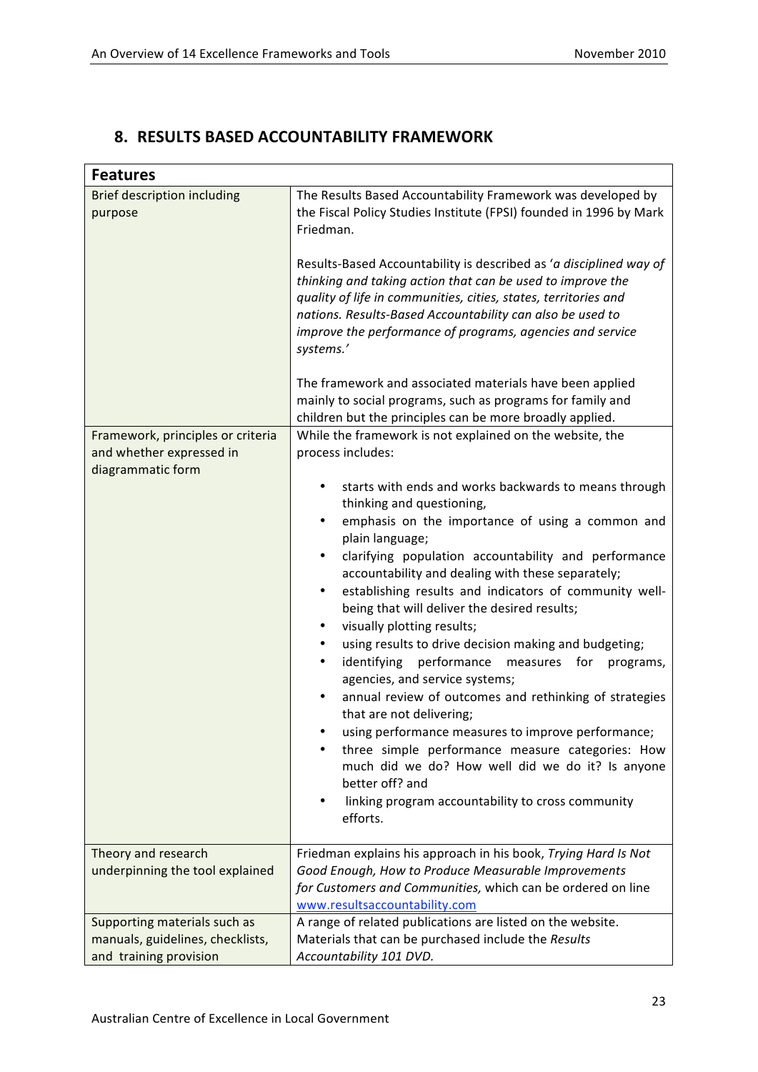## 8. RESULTS BASED ACCOUNTABILITY FRAMEWORK

| **Features** | |
|---|---|
| Brief description including purpose | The Results Based Accountability Framework was developed by the Fiscal Policy Studies Institute (FPSI) founded in 1996 by Mark Friedman.<br><br>Results-Based Accountability is described as '*a disciplined way of thinking and taking action that can be used to improve the quality of life in communities, cities, states, territories and nations. Results-Based Accountability can also be used to improve the performance of programs, agencies and service systems.*'<br><br>The framework and associated materials have been applied mainly to social programs, such as programs for family and children but the principles can be more broadly applied. |
| Framework, principles or criteria and whether expressed in diagrammatic form | While the framework is not explained on the website, the process includes:<br><br>• starts with ends and works backwards to means through thinking and questioning,<br>• emphasis on the importance of using a common and plain language;<br>• clarifying population accountability and performance accountability and dealing with these separately;<br>• establishing results and indicators of community well-being that will deliver the desired results;<br>• visually plotting results;<br>• using results to drive decision making and budgeting;<br>• identifying performance measures for programs, agencies, and service systems;<br>• annual review of outcomes and rethinking of strategies that are not delivering;<br>• using performance measures to improve performance;<br>• three simple performance measure categories: How much did we do? How well did we do it? Is anyone better off? and<br>• linking program accountability to cross community efforts. |
| Theory and research underpinning the tool explained | Friedman explains his approach in his book, *Trying Hard Is Not Good Enough, How to Produce Measurable Improvements for Customers and Communities,* which can be ordered on line www.resultsaccountability.com |
| Supporting materials such as manuals, guidelines, checklists, and training provision | A range of related publications are listed on the website. Materials that can be purchased include the *Results Accountability 101 DVD.* |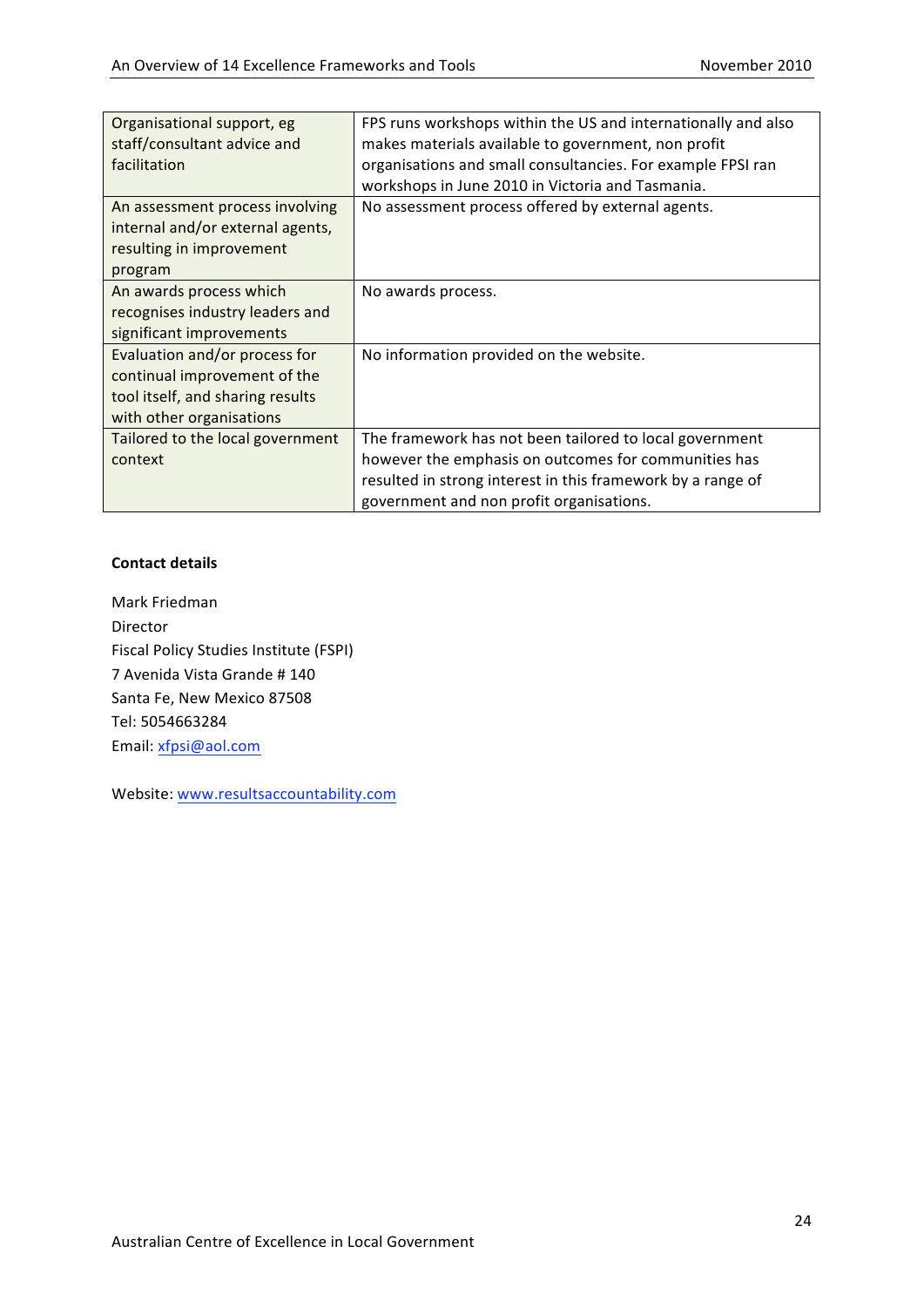| | |
|---|---|
| Organisational support, eg staff/consultant advice and facilitation | FPS runs workshops within the US and internationally and also makes materials available to government, non profit organisations and small consultancies. For example FPSI ran workshops in June 2010 in Victoria and Tasmania. |
| An assessment process involving internal and/or external agents, resulting in improvement program | No assessment process offered by external agents. |
| An awards process which recognises industry leaders and significant improvements | No awards process. |
| Evaluation and/or process for continual improvement of the tool itself, and sharing results with other organisations | No information provided on the website. |
| Tailored to the local government context | The framework has not been tailored to local government however the emphasis on outcomes for communities has resulted in strong interest in this framework by a range of government and non profit organisations. |

**Contact details**

Mark Friedman
Director
Fiscal Policy Studies Institute (FSPI)
7 Avenida Vista Grande # 140
Santa Fe, New Mexico 87508
Tel: 5054663284
Email: xfpsi@aol.com

Website: www.resultsaccountability.com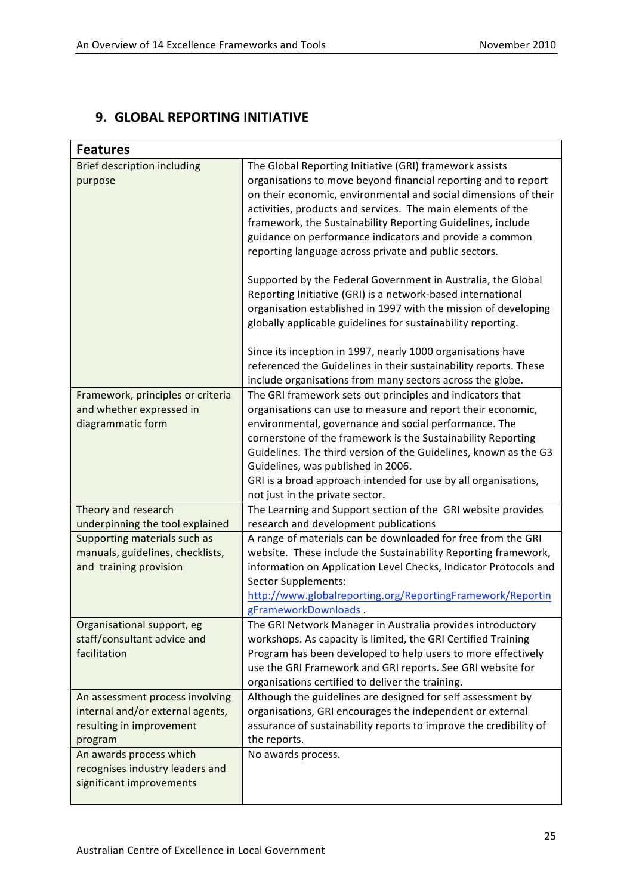## 9. GLOBAL REPORTING INITIATIVE

| Features | |
|---|---|
| Brief description including purpose | The Global Reporting Initiative (GRI) framework assists organisations to move beyond financial reporting and to report on their economic, environmental and social dimensions of their activities, products and services. The main elements of the framework, the Sustainability Reporting Guidelines, include guidance on performance indicators and provide a common reporting language across private and public sectors.<br><br>Supported by the Federal Government in Australia, the Global Reporting Initiative (GRI) is a network-based international organisation established in 1997 with the mission of developing globally applicable guidelines for sustainability reporting.<br><br>Since its inception in 1997, nearly 1000 organisations have referenced the Guidelines in their sustainability reports. These include organisations from many sectors across the globe. |
| Framework, principles or criteria and whether expressed in diagrammatic form | The GRI framework sets out principles and indicators that organisations can use to measure and report their economic, environmental, governance and social performance. The cornerstone of the framework is the Sustainability Reporting Guidelines. The third version of the Guidelines, known as the G3 Guidelines, was published in 2006.<br>GRI is a broad approach intended for use by all organisations, not just in the private sector. |
| Theory and research underpinning the tool explained | The Learning and Support section of the GRI website provides research and development publications |
| Supporting materials such as manuals, guidelines, checklists, and training provision | A range of materials can be downloaded for free from the GRI website. These include the Sustainability Reporting framework, information on Application Level Checks, Indicator Protocols and Sector Supplements: http://www.globalreporting.org/ReportingFramework/ReportingFrameworkDownloads . |
| Organisational support, eg staff/consultant advice and facilitation | The GRI Network Manager in Australia provides introductory workshops. As capacity is limited, the GRI Certified Training Program has been developed to help users to more effectively use the GRI Framework and GRI reports. See GRI website for organisations certified to deliver the training. |
| An assessment process involving internal and/or external agents, resulting in improvement program | Although the guidelines are designed for self assessment by organisations, GRI encourages the independent or external assurance of sustainability reports to improve the credibility of the reports. |
| An awards process which recognises industry leaders and significant improvements | No awards process. |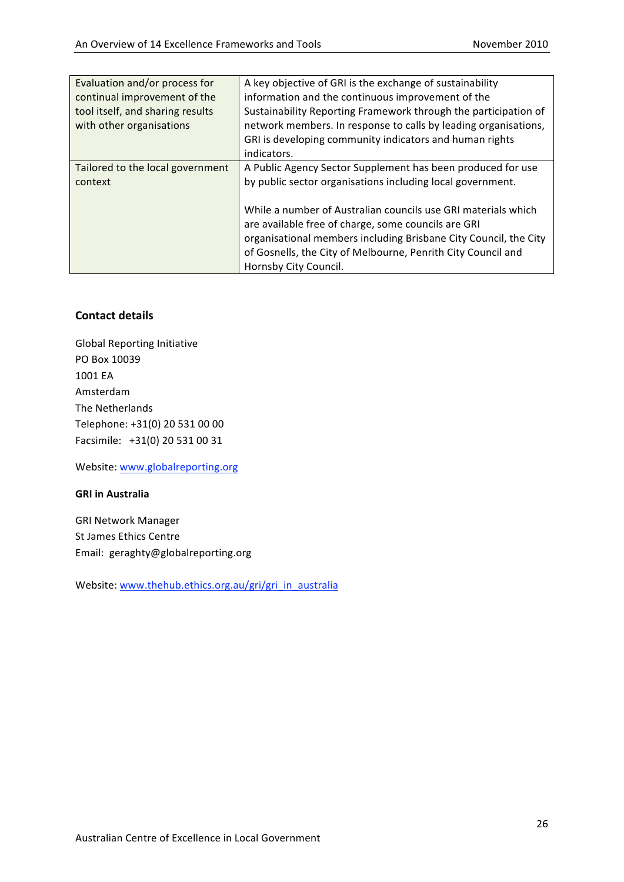| | |
|---|---|
| Evaluation and/or process for continual improvement of the tool itself, and sharing results with other organisations | A key objective of GRI is the exchange of sustainability information and the continuous improvement of the Sustainability Reporting Framework through the participation of network members. In response to calls by leading organisations, GRI is developing community indicators and human rights indicators. |
| Tailored to the local government context | A Public Agency Sector Supplement has been produced for use by public sector organisations including local government.<br><br>While a number of Australian councils use GRI materials which are available free of charge, some councils are GRI organisational members including Brisbane City Council, the City of Gosnells, the City of Melbourne, Penrith City Council and Hornsby City Council. |

### Contact details

Global Reporting Initiative
PO Box 10039
1001 EA
Amsterdam
The Netherlands
Telephone: +31(0) 20 531 00 00
Facsimile: +31(0) 20 531 00 31

Website: www.globalreporting.org

**GRI in Australia**

GRI Network Manager
St James Ethics Centre
Email: geraghty@globalreporting.org

Website: www.thehub.ethics.org.au/gri/gri_in_australia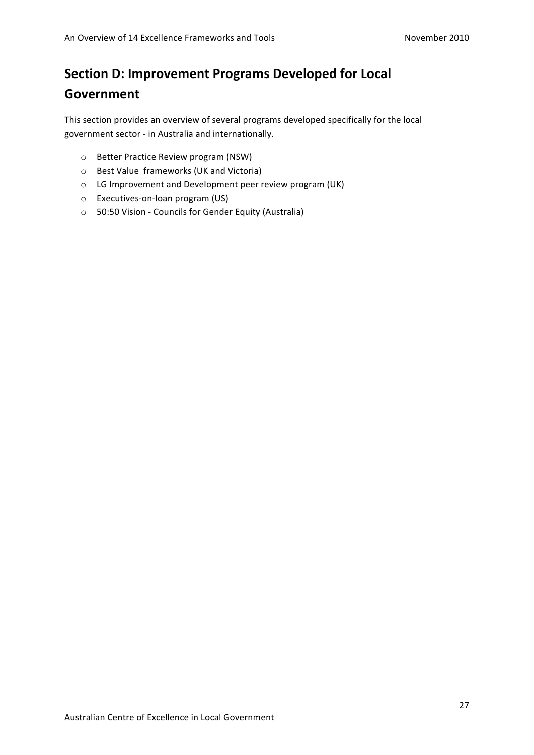## Section D: Improvement Programs Developed for Local Government

This section provides an overview of several programs developed specifically for the local government sector - in Australia and internationally.

- Better Practice Review program (NSW)
- Best Value frameworks (UK and Victoria)
- LG Improvement and Development peer review program (UK)
- Executives-on-loan program (US)
- 50:50 Vision - Councils for Gender Equity (Australia)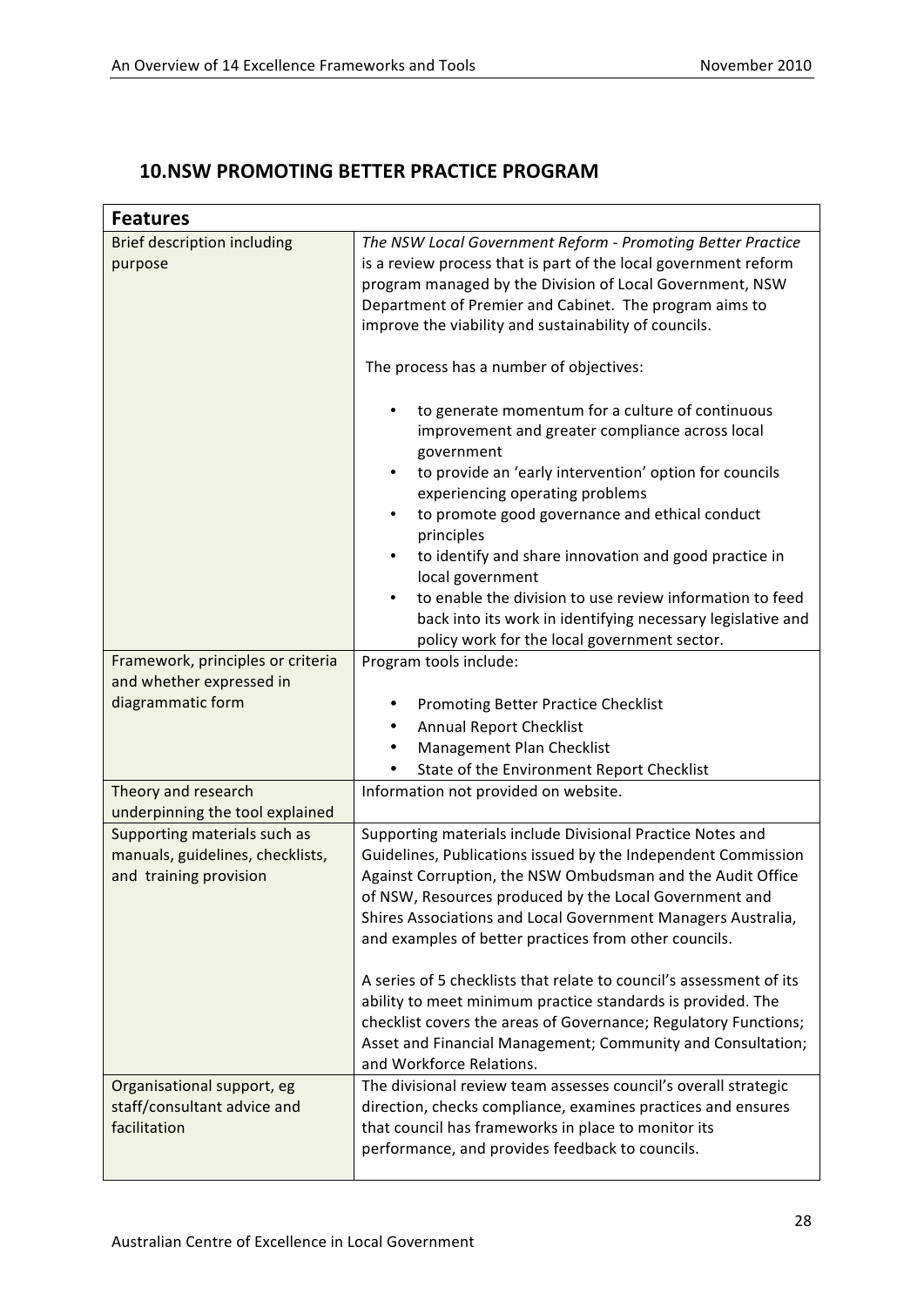## 10. NSW PROMOTING BETTER PRACTICE PROGRAM

| **Features** | |
|---|---|
| Brief description including purpose | *The NSW Local Government Reform - Promoting Better Practice* is a review process that is part of the local government reform program managed by the Division of Local Government, NSW Department of Premier and Cabinet. The program aims to improve the viability and sustainability of councils.<br><br>The process has a number of objectives:<br><br>• to generate momentum for a culture of continuous improvement and greater compliance across local government<br>• to provide an 'early intervention' option for councils experiencing operating problems<br>• to promote good governance and ethical conduct principles<br>• to identify and share innovation and good practice in local government<br>• to enable the division to use review information to feed back into its work in identifying necessary legislative and policy work for the local government sector. |
| Framework, principles or criteria and whether expressed in diagrammatic form | Program tools include:<br><br>• Promoting Better Practice Checklist<br>• Annual Report Checklist<br>• Management Plan Checklist<br>• State of the Environment Report Checklist |
| Theory and research underpinning the tool explained | Information not provided on website. |
| Supporting materials such as manuals, guidelines, checklists, and training provision | Supporting materials include Divisional Practice Notes and Guidelines, Publications issued by the Independent Commission Against Corruption, the NSW Ombudsman and the Audit Office of NSW, Resources produced by the Local Government and Shires Associations and Local Government Managers Australia, and examples of better practices from other councils.<br><br>A series of 5 checklists that relate to council's assessment of its ability to meet minimum practice standards is provided. The checklist covers the areas of Governance; Regulatory Functions; Asset and Financial Management; Community and Consultation; and Workforce Relations. |
| Organisational support, eg staff/consultant advice and facilitation | The divisional review team assesses council's overall strategic direction, checks compliance, examines practices and ensures that council has frameworks in place to monitor its performance, and provides feedback to councils. |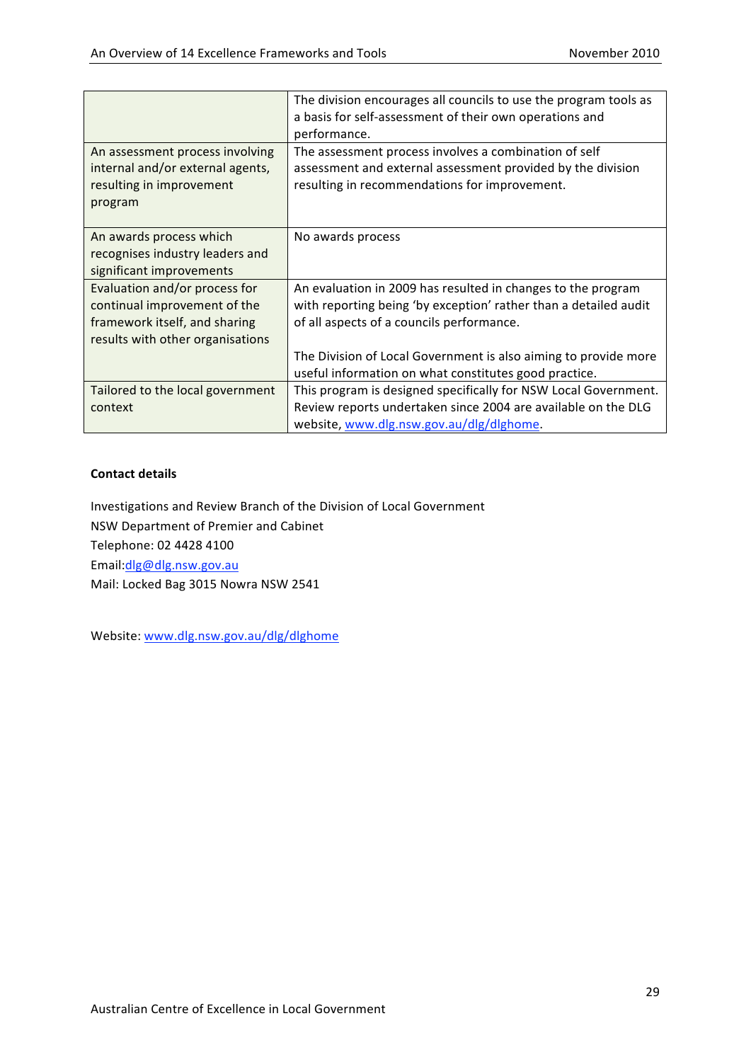| | |
|---|---|
| | The division encourages all councils to use the program tools as a basis for self-assessment of their own operations and performance. |
| An assessment process involving internal and/or external agents, resulting in improvement program | The assessment process involves a combination of self assessment and external assessment provided by the division resulting in recommendations for improvement. |
| An awards process which recognises industry leaders and significant improvements | No awards process |
| Evaluation and/or process for continual improvement of the framework itself, and sharing results with other organisations | An evaluation in 2009 has resulted in changes to the program with reporting being 'by exception' rather than a detailed audit of all aspects of a councils performance.<br><br>The Division of Local Government is also aiming to provide more useful information on what constitutes good practice. |
| Tailored to the local government context | This program is designed specifically for NSW Local Government. Review reports undertaken since 2004 are available on the DLG website, www.dlg.nsw.gov.au/dlg/dlghome. |

**Contact details**

Investigations and Review Branch of the Division of Local Government
NSW Department of Premier and Cabinet
Telephone: 02 4428 4100
Email:dlg@dlg.nsw.gov.au
Mail: Locked Bag 3015 Nowra NSW 2541

Website: www.dlg.nsw.gov.au/dlg/dlghome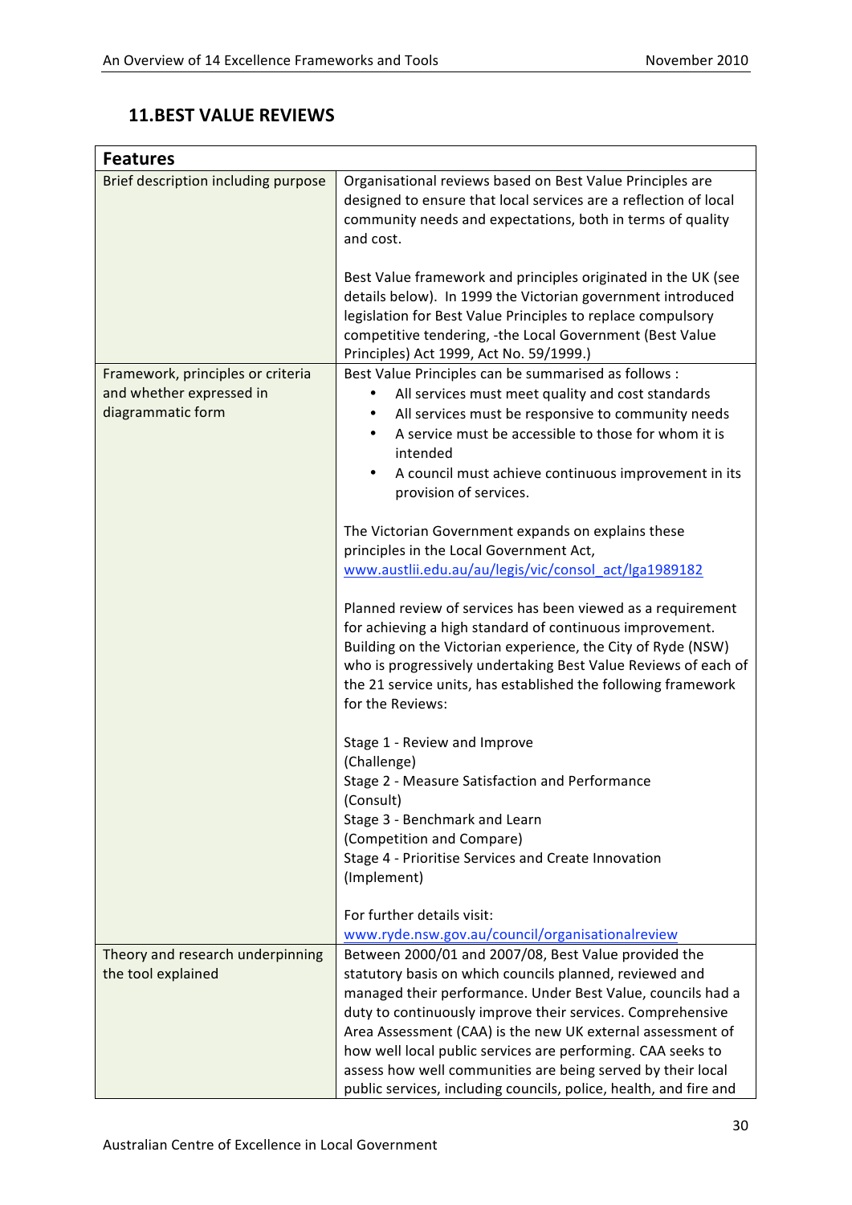## 11.BEST VALUE REVIEWS

| Features | |
|---|---|
| Brief description including purpose | Organisational reviews based on Best Value Principles are designed to ensure that local services are a reflection of local community needs and expectations, both in terms of quality and cost.<br><br>Best Value framework and principles originated in the UK (see details below). In 1999 the Victorian government introduced legislation for Best Value Principles to replace compulsory competitive tendering, -the Local Government (Best Value Principles) Act 1999, Act No. 59/1999.) |
| Framework, principles or criteria and whether expressed in diagrammatic form | Best Value Principles can be summarised as follows :<br>• All services must meet quality and cost standards<br>• All services must be responsive to community needs<br>• A service must be accessible to those for whom it is intended<br>• A council must achieve continuous improvement in its provision of services.<br><br>The Victorian Government expands on explains these principles in the Local Government Act, www.austlii.edu.au/au/legis/vic/consol_act/lga1989182<br><br>Planned review of services has been viewed as a requirement for achieving a high standard of continuous improvement. Building on the Victorian experience, the City of Ryde (NSW) who is progressively undertaking Best Value Reviews of each of the 21 service units, has established the following framework for the Reviews:<br><br>Stage 1 - Review and Improve (Challenge)<br>Stage 2 - Measure Satisfaction and Performance (Consult)<br>Stage 3 - Benchmark and Learn (Competition and Compare)<br>Stage 4 - Prioritise Services and Create Innovation (Implement)<br><br>For further details visit: www.ryde.nsw.gov.au/council/organisationalreview |
| Theory and research underpinning the tool explained | Between 2000/01 and 2007/08, Best Value provided the statutory basis on which councils planned, reviewed and managed their performance. Under Best Value, councils had a duty to continuously improve their services. Comprehensive Area Assessment (CAA) is the new UK external assessment of how well local public services are performing. CAA seeks to assess how well communities are being served by their local public services, including councils, police, health, and fire and |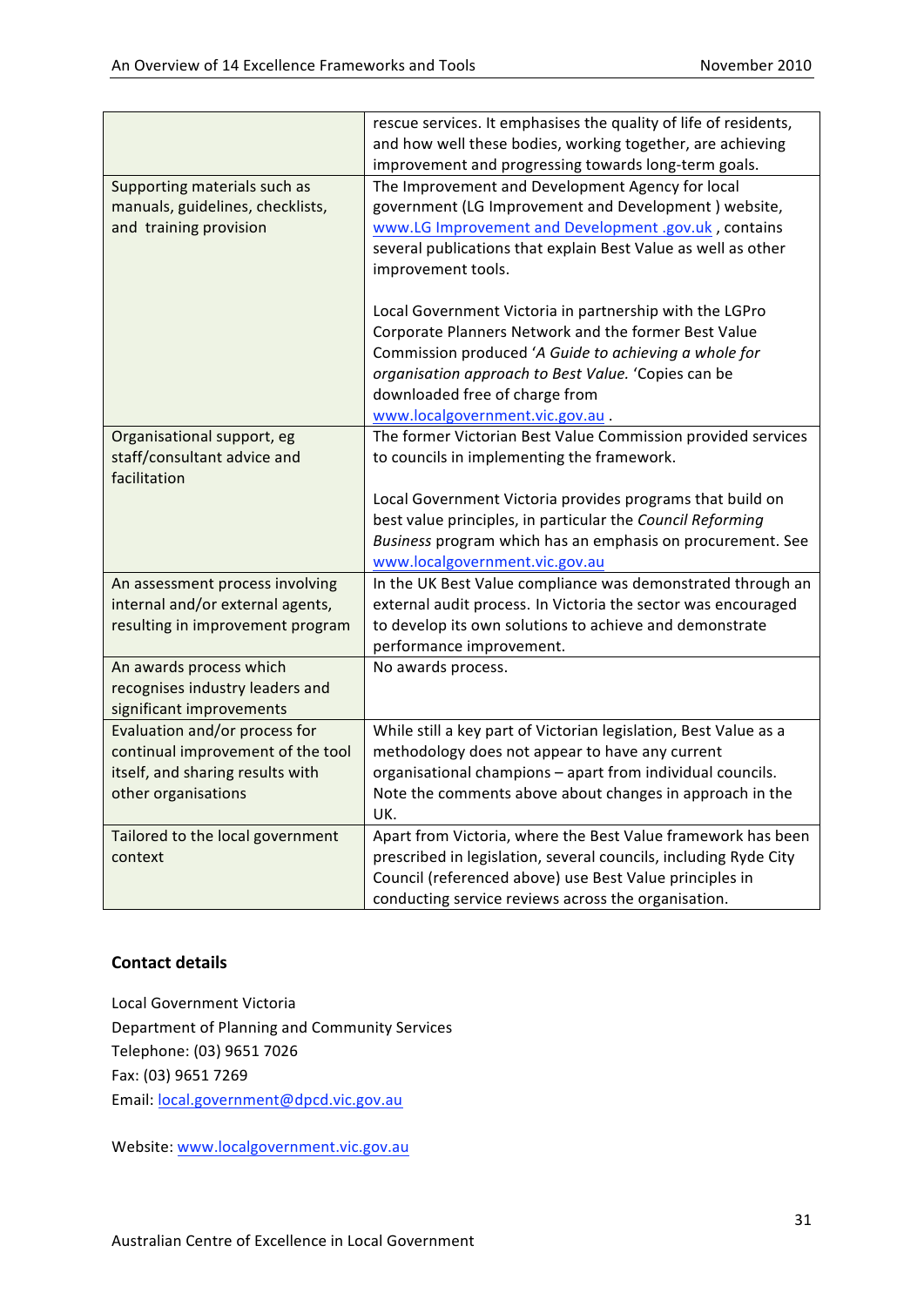| | |
|---|---|
| | rescue services. It emphasises the quality of life of residents, and how well these bodies, working together, are achieving improvement and progressing towards long-term goals. |
| Supporting materials such as manuals, guidelines, checklists, and training provision | The Improvement and Development Agency for local government (LG Improvement and Development ) website, www.LG Improvement and Development .gov.uk , contains several publications that explain Best Value as well as other improvement tools.<br><br>Local Government Victoria in partnership with the LGPro Corporate Planners Network and the former Best Value Commission produced '*A Guide to achieving a whole for organisation approach to Best Value.* 'Copies can be downloaded free of charge from www.localgovernment.vic.gov.au . |
| Organisational support, eg staff/consultant advice and facilitation | The former Victorian Best Value Commission provided services to councils in implementing the framework.<br><br>Local Government Victoria provides programs that build on best value principles, in particular the *Council Reforming Business* program which has an emphasis on procurement. See www.localgovernment.vic.gov.au |
| An assessment process involving internal and/or external agents, resulting in improvement program | In the UK Best Value compliance was demonstrated through an external audit process. In Victoria the sector was encouraged to develop its own solutions to achieve and demonstrate performance improvement. |
| An awards process which recognises industry leaders and significant improvements | No awards process. |
| Evaluation and/or process for continual improvement of the tool itself, and sharing results with other organisations | While still a key part of Victorian legislation, Best Value as a methodology does not appear to have any current organisational champions – apart from individual councils. Note the comments above about changes in approach in the UK. |
| Tailored to the local government context | Apart from Victoria, where the Best Value framework has been prescribed in legislation, several councils, including Ryde City Council (referenced above) use Best Value principles in conducting service reviews across the organisation. |

**Contact details**

Local Government Victoria
Department of Planning and Community Services
Telephone: (03) 9651 7026
Fax: (03) 9651 7269
Email: local.government@dpcd.vic.gov.au

Website: www.localgovernment.vic.gov.au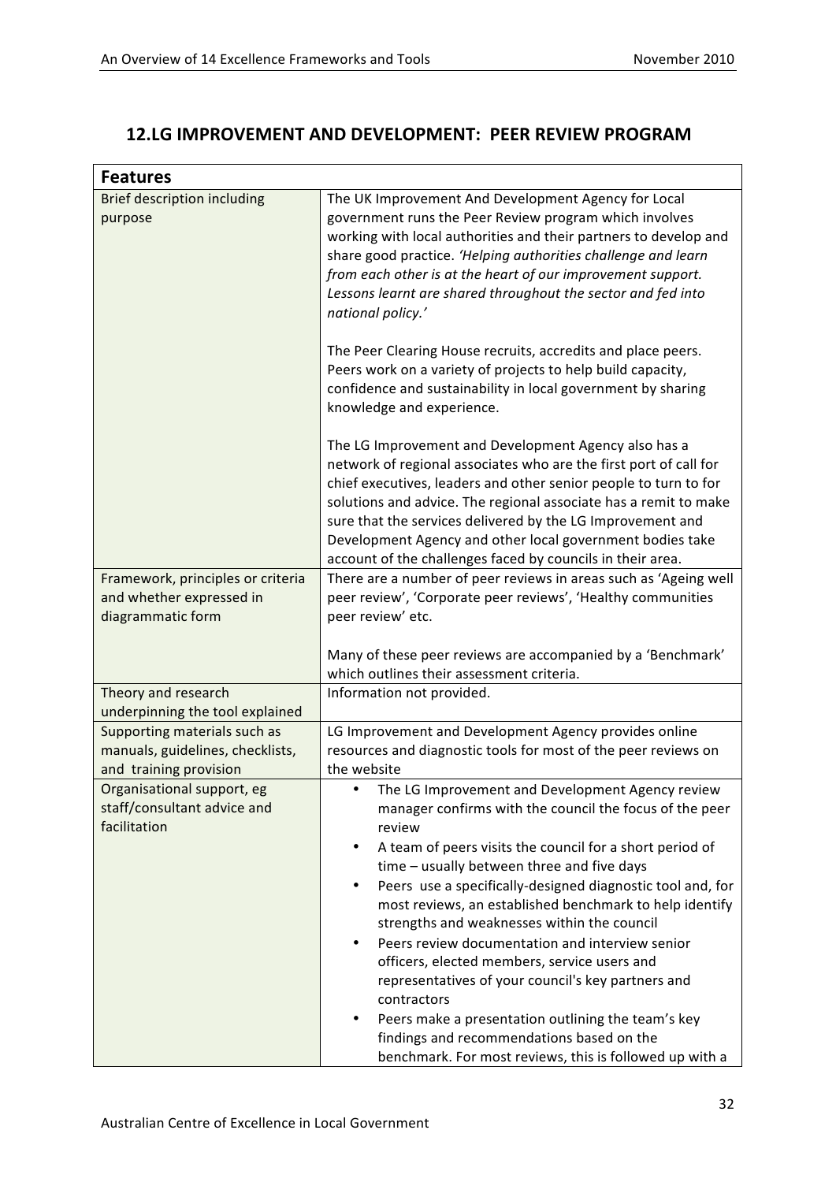## 12.LG IMPROVEMENT AND DEVELOPMENT: PEER REVIEW PROGRAM

| **Features** | |
|---|---|
| Brief description including purpose | The UK Improvement And Development Agency for Local government runs the Peer Review program which involves working with local authorities and their partners to develop and share good practice. *'Helping authorities challenge and learn from each other is at the heart of our improvement support. Lessons learnt are shared throughout the sector and fed into national policy.'*<br><br>The Peer Clearing House recruits, accredits and place peers. Peers work on a variety of projects to help build capacity, confidence and sustainability in local government by sharing knowledge and experience.<br><br>The LG Improvement and Development Agency also has a network of regional associates who are the first port of call for chief executives, leaders and other senior people to turn to for solutions and advice. The regional associate has a remit to make sure that the services delivered by the LG Improvement and Development Agency and other local government bodies take account of the challenges faced by councils in their area. |
| Framework, principles or criteria and whether expressed in diagrammatic form | There are a number of peer reviews in areas such as 'Ageing well peer review', 'Corporate peer reviews', 'Healthy communities peer review' etc.<br><br>Many of these peer reviews are accompanied by a 'Benchmark' which outlines their assessment criteria. |
| Theory and research underpinning the tool explained | Information not provided. |
| Supporting materials such as manuals, guidelines, checklists, and training provision | LG Improvement and Development Agency provides online resources and diagnostic tools for most of the peer reviews on the website |
| Organisational support, eg staff/consultant advice and facilitation | • The LG Improvement and Development Agency review manager confirms with the council the focus of the peer review<br>• A team of peers visits the council for a short period of time – usually between three and five days<br>• Peers use a specifically-designed diagnostic tool and, for most reviews, an established benchmark to help identify strengths and weaknesses within the council<br>• Peers review documentation and interview senior officers, elected members, service users and representatives of your council's key partners and contractors<br>• Peers make a presentation outlining the team's key findings and recommendations based on the benchmark. For most reviews, this is followed up with a |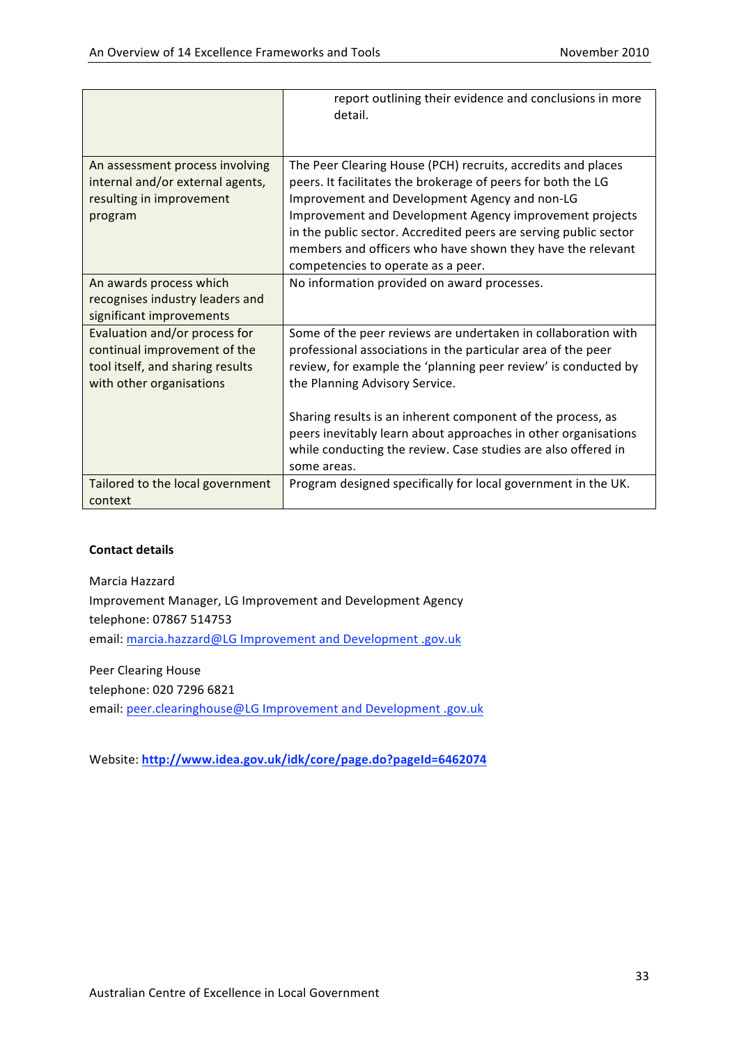| | |
|---|---|
| | report outlining their evidence and conclusions in more detail. |
| An assessment process involving internal and/or external agents, resulting in improvement program | The Peer Clearing House (PCH) recruits, accredits and places peers. It facilitates the brokerage of peers for both the LG Improvement and Development Agency and non-LG Improvement and Development Agency improvement projects in the public sector. Accredited peers are serving public sector members and officers who have shown they have the relevant competencies to operate as a peer. |
| An awards process which recognises industry leaders and significant improvements | No information provided on award processes. |
| Evaluation and/or process for continual improvement of the tool itself, and sharing results with other organisations | Some of the peer reviews are undertaken in collaboration with professional associations in the particular area of the peer review, for example the 'planning peer review' is conducted by the Planning Advisory Service.<br><br>Sharing results is an inherent component of the process, as peers inevitably learn about approaches in other organisations while conducting the review. Case studies are also offered in some areas. |
| Tailored to the local government context | Program designed specifically for local government in the UK. |

**Contact details**

Marcia Hazzard
Improvement Manager, LG Improvement and Development Agency
telephone: 07867 514753
email: marcia.hazzard@LG Improvement and Development .gov.uk

Peer Clearing House
telephone: 020 7296 6821
email: peer.clearinghouse@LG Improvement and Development .gov.uk

Website: **http://www.idea.gov.uk/idk/core/page.do?pageId=6462074**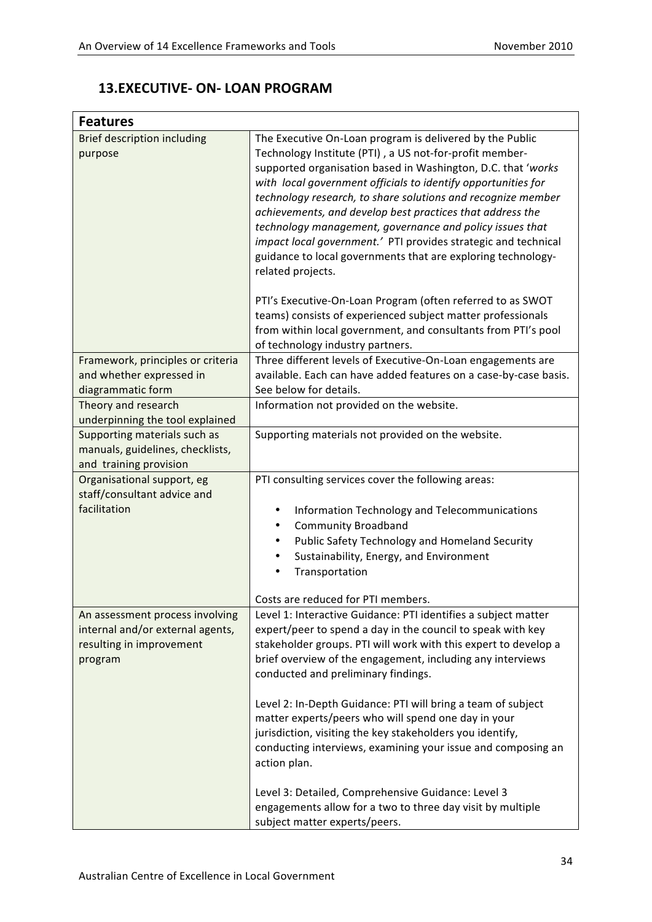## 13. EXECUTIVE- ON- LOAN PROGRAM

| Features | |
|---|---|
| Brief description including purpose | The Executive On-Loan program is delivered by the Public Technology Institute (PTI) , a US not-for-profit member-supported organisation based in Washington, D.C. that '*works with local government officials to identify opportunities for technology research, to share solutions and recognize member achievements, and develop best practices that address the technology management, governance and policy issues that impact local government.*' PTI provides strategic and technical guidance to local governments that are exploring technology-related projects.<br><br>PTI's Executive-On-Loan Program (often referred to as SWOT teams) consists of experienced subject matter professionals from within local government, and consultants from PTI's pool of technology industry partners. |
| Framework, principles or criteria and whether expressed in diagrammatic form | Three different levels of Executive-On-Loan engagements are available. Each can have added features on a case-by-case basis. See below for details. |
| Theory and research underpinning the tool explained | Information not provided on the website. |
| Supporting materials such as manuals, guidelines, checklists, and training provision | Supporting materials not provided on the website. |
| Organisational support, eg staff/consultant advice and facilitation | PTI consulting services cover the following areas:<br><br>• Information Technology and Telecommunications<br>• Community Broadband<br>• Public Safety Technology and Homeland Security<br>• Sustainability, Energy, and Environment<br>• Transportation<br><br>Costs are reduced for PTI members. |
| An assessment process involving internal and/or external agents, resulting in improvement program | Level 1: Interactive Guidance: PTI identifies a subject matter expert/peer to spend a day in the council to speak with key stakeholder groups. PTI will work with this expert to develop a brief overview of the engagement, including any interviews conducted and preliminary findings.<br><br>Level 2: In-Depth Guidance: PTI will bring a team of subject matter experts/peers who will spend one day in your jurisdiction, visiting the key stakeholders you identify, conducting interviews, examining your issue and composing an action plan.<br><br>Level 3: Detailed, Comprehensive Guidance: Level 3 engagements allow for a two to three day visit by multiple subject matter experts/peers. |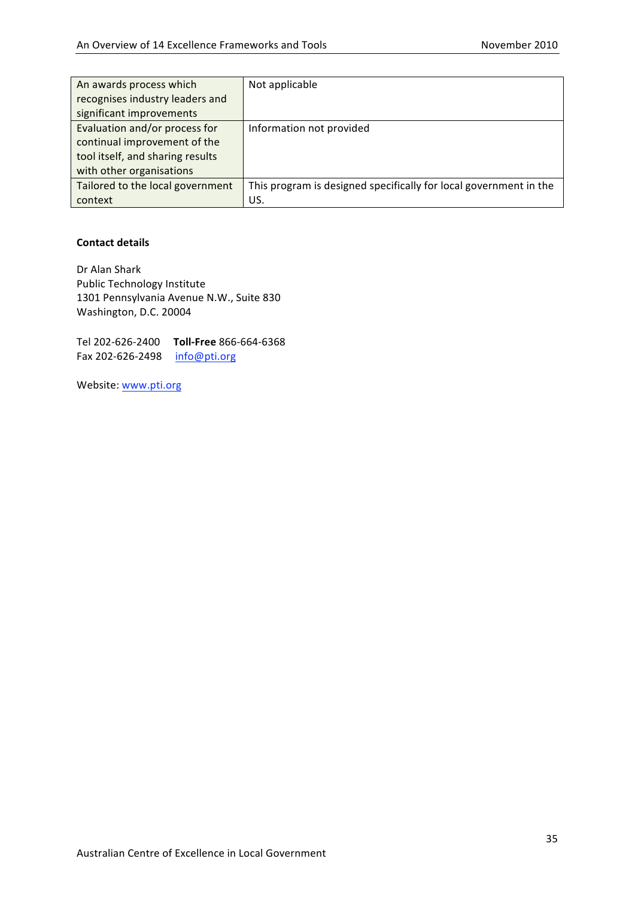| | |
|---|---|
| An awards process which recognises industry leaders and significant improvements | Not applicable |
| Evaluation and/or process for continual improvement of the tool itself, and sharing results with other organisations | Information not provided |
| Tailored to the local government context | This program is designed specifically for local government in the US. |

**Contact details**

Dr Alan Shark
Public Technology Institute
1301 Pennsylvania Avenue N.W., Suite 830
Washington, D.C. 20004

Tel 202-626-2400 **Toll-Free** 866-664-6368
Fax 202-626-2498 info@pti.org

Website: www.pti.org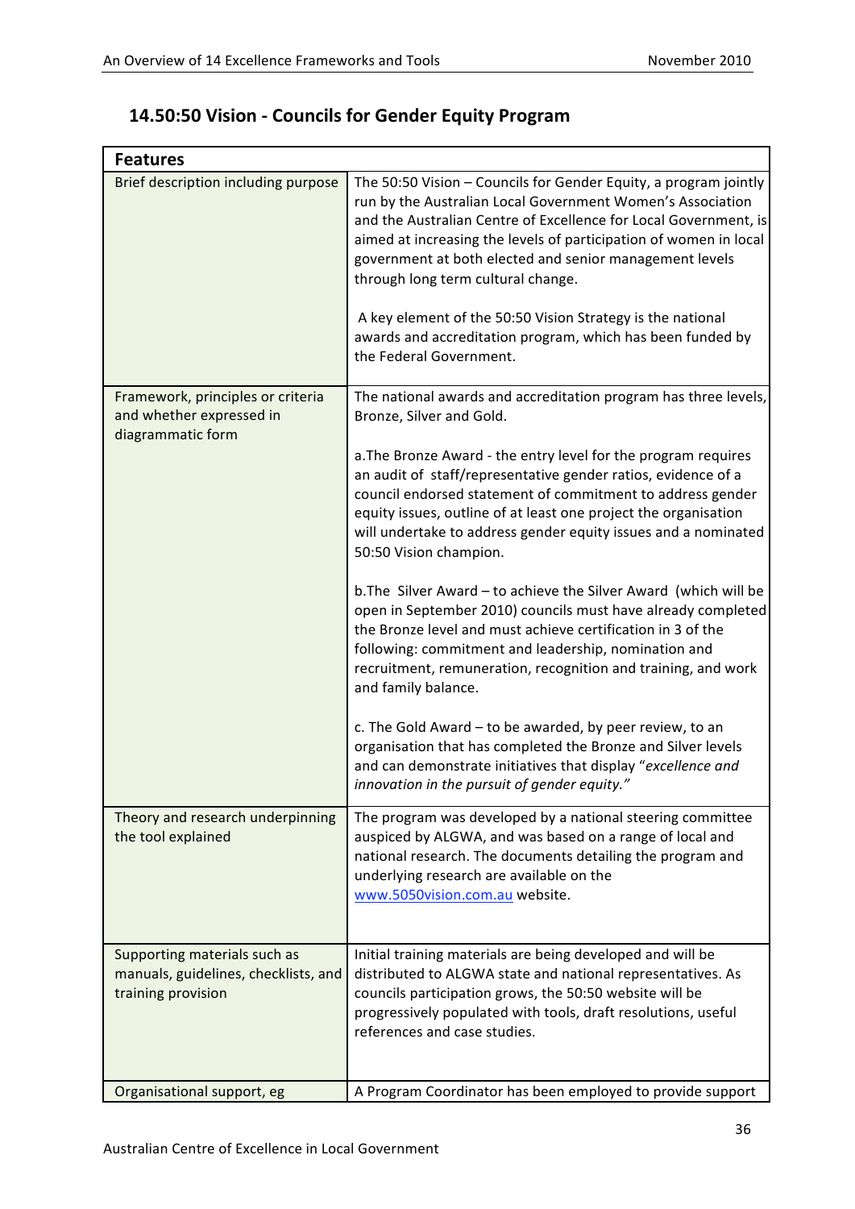## 14.50:50 Vision - Councils for Gender Equity Program

| Features | |
|---|---|
| Brief description including purpose | The 50:50 Vision – Councils for Gender Equity, a program jointly run by the Australian Local Government Women's Association and the Australian Centre of Excellence for Local Government, is aimed at increasing the levels of participation of women in local government at both elected and senior management levels through long term cultural change.<br><br>A key element of the 50:50 Vision Strategy is the national awards and accreditation program, which has been funded by the Federal Government. |
| Framework, principles or criteria and whether expressed in diagrammatic form | The national awards and accreditation program has three levels, Bronze, Silver and Gold.<br><br>a.The Bronze Award - the entry level for the program requires an audit of staff/representative gender ratios, evidence of a council endorsed statement of commitment to address gender equity issues, outline of at least one project the organisation will undertake to address gender equity issues and a nominated 50:50 Vision champion.<br><br>b.The Silver Award – to achieve the Silver Award (which will be open in September 2010) councils must have already completed the Bronze level and must achieve certification in 3 of the following: commitment and leadership, nomination and recruitment, remuneration, recognition and training, and work and family balance.<br><br>c. The Gold Award – to be awarded, by peer review, to an organisation that has completed the Bronze and Silver levels and can demonstrate initiatives that display "*excellence and innovation in the pursuit of gender equity.*" |
| Theory and research underpinning the tool explained | The program was developed by a national steering committee auspiced by ALGWA, and was based on a range of local and national research. The documents detailing the program and underlying research are available on the www.5050vision.com.au website. |
| Supporting materials such as manuals, guidelines, checklists, and training provision | Initial training materials are being developed and will be distributed to ALGWA state and national representatives. As councils participation grows, the 50:50 website will be progressively populated with tools, draft resolutions, useful references and case studies. |
| Organisational support, eg | A Program Coordinator has been employed to provide support |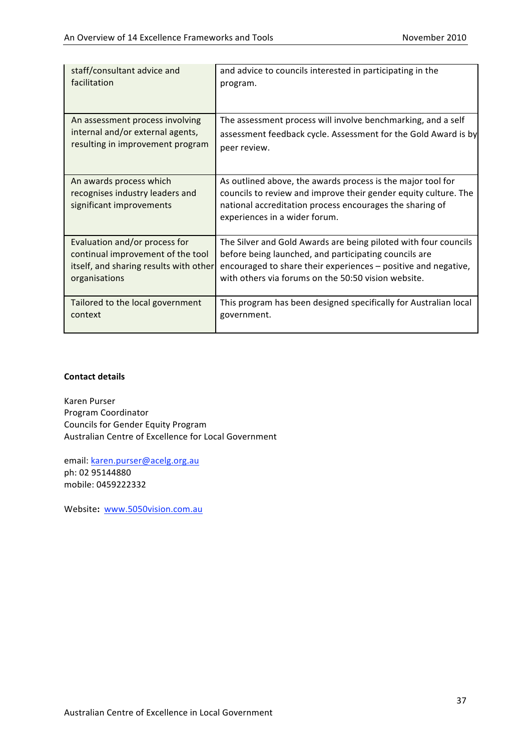| | |
|---|---|
| staff/consultant advice and facilitation | and advice to councils interested in participating in the program. |
| An assessment process involving internal and/or external agents, resulting in improvement program | The assessment process will involve benchmarking, and a self assessment feedback cycle. Assessment for the Gold Award is by peer review. |
| An awards process which recognises industry leaders and significant improvements | As outlined above, the awards process is the major tool for councils to review and improve their gender equity culture. The national accreditation process encourages the sharing of experiences in a wider forum. |
| Evaluation and/or process for continual improvement of the tool itself, and sharing results with other organisations | The Silver and Gold Awards are being piloted with four councils before being launched, and participating councils are encouraged to share their experiences – positive and negative, with others via forums on the 50:50 vision website. |
| Tailored to the local government context | This program has been designed specifically for Australian local government. |

**Contact details**

Karen Purser
Program Coordinator
Councils for Gender Equity Program
Australian Centre of Excellence for Local Government

email: karen.purser@acelg.org.au
ph: 02 95144880
mobile: 0459222332

Website: www.5050vision.com.au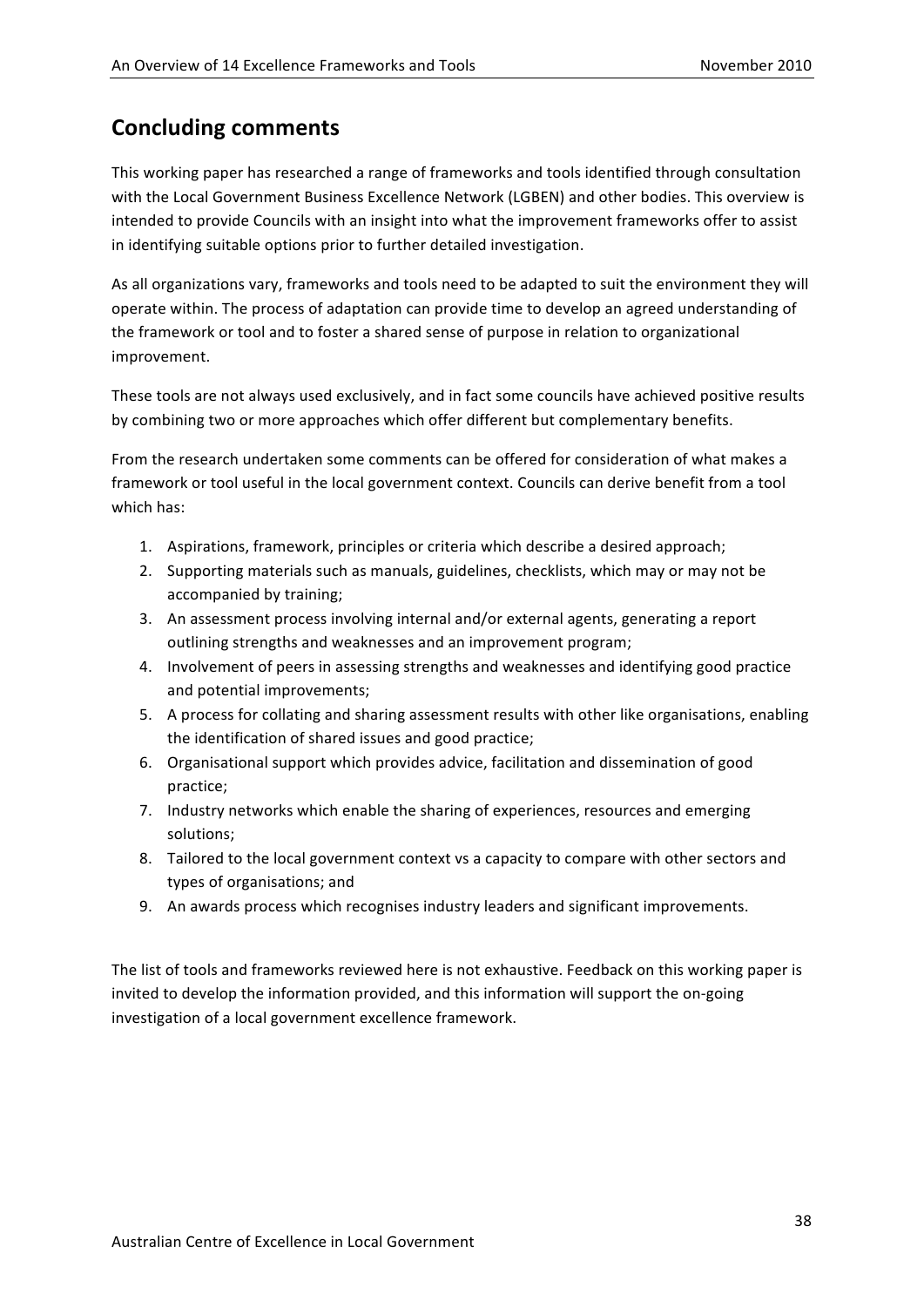## Concluding comments

This working paper has researched a range of frameworks and tools identified through consultation with the Local Government Business Excellence Network (LGBEN) and other bodies. This overview is intended to provide Councils with an insight into what the improvement frameworks offer to assist in identifying suitable options prior to further detailed investigation.

As all organizations vary, frameworks and tools need to be adapted to suit the environment they will operate within. The process of adaptation can provide time to develop an agreed understanding of the framework or tool and to foster a shared sense of purpose in relation to organizational improvement.

These tools are not always used exclusively, and in fact some councils have achieved positive results by combining two or more approaches which offer different but complementary benefits.

From the research undertaken some comments can be offered for consideration of what makes a framework or tool useful in the local government context. Councils can derive benefit from a tool which has:

1. Aspirations, framework, principles or criteria which describe a desired approach;
2. Supporting materials such as manuals, guidelines, checklists, which may or may not be accompanied by training;
3. An assessment process involving internal and/or external agents, generating a report outlining strengths and weaknesses and an improvement program;
4. Involvement of peers in assessing strengths and weaknesses and identifying good practice and potential improvements;
5. A process for collating and sharing assessment results with other like organisations, enabling the identification of shared issues and good practice;
6. Organisational support which provides advice, facilitation and dissemination of good practice;
7. Industry networks which enable the sharing of experiences, resources and emerging solutions;
8. Tailored to the local government context vs a capacity to compare with other sectors and types of organisations; and
9. An awards process which recognises industry leaders and significant improvements.

The list of tools and frameworks reviewed here is not exhaustive. Feedback on this working paper is invited to develop the information provided, and this information will support the on-going investigation of a local government excellence framework.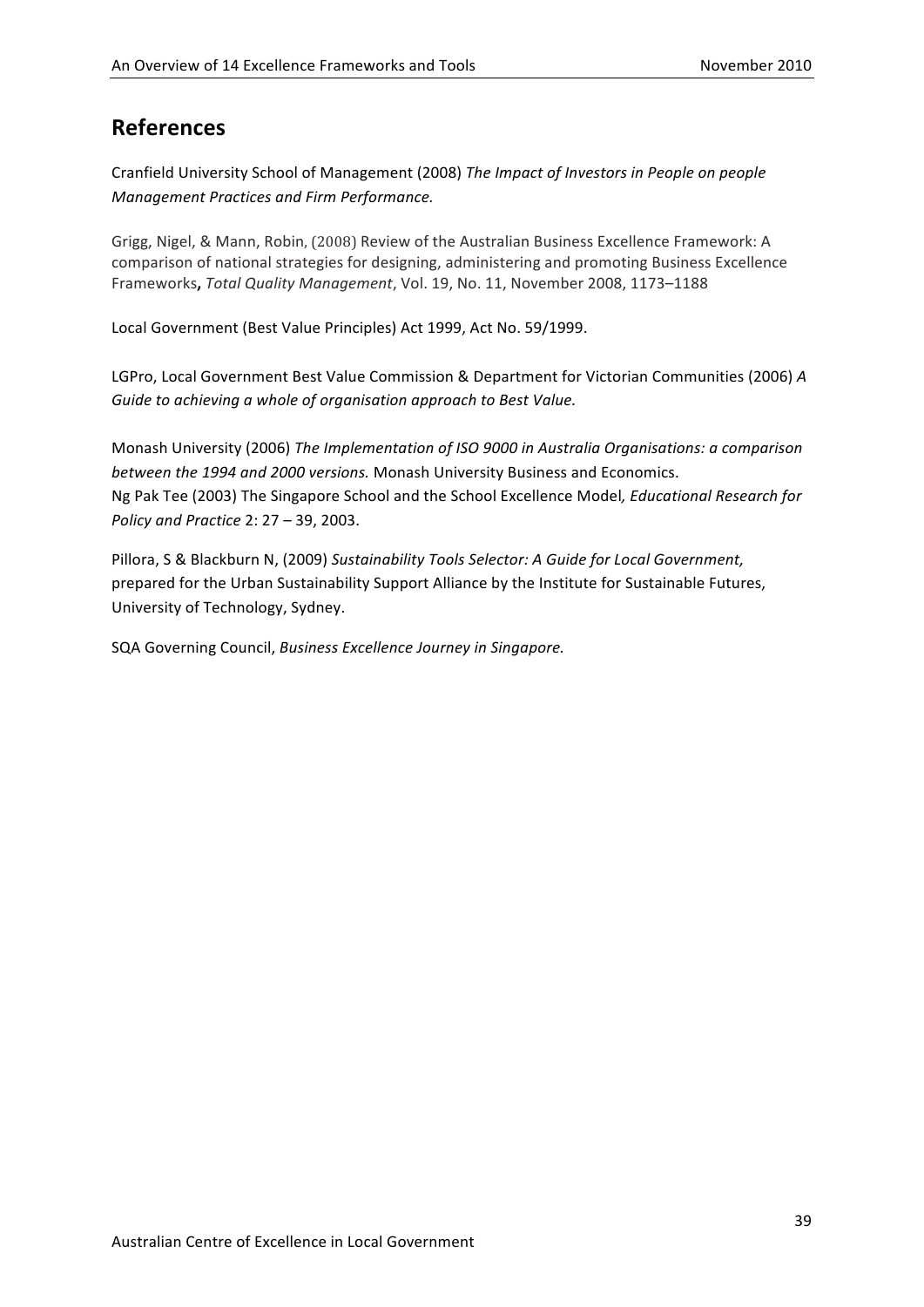## References

Cranfield University School of Management (2008) *The Impact of Investors in People on people Management Practices and Firm Performance.*

Grigg, Nigel, & Mann, Robin, (2008) Review of the Australian Business Excellence Framework: A comparison of national strategies for designing, administering and promoting Business Excellence Frameworks**,** *Total Quality Management*, Vol. 19, No. 11, November 2008, 1173–1188

Local Government (Best Value Principles) Act 1999, Act No. 59/1999.

LGPro, Local Government Best Value Commission & Department for Victorian Communities (2006) *A Guide to achieving a whole of organisation approach to Best Value.*

Monash University (2006) *The Implementation of ISO 9000 in Australia Organisations: a comparison between the 1994 and 2000 versions.* Monash University Business and Economics.
Ng Pak Tee (2003) The Singapore School and the School Excellence Model*, Educational Research for Policy and Practice* 2: 27 – 39, 2003.

Pillora, S & Blackburn N, (2009) *Sustainability Tools Selector: A Guide for Local Government,* prepared for the Urban Sustainability Support Alliance by the Institute for Sustainable Futures, University of Technology, Sydney.

SQA Governing Council, *Business Excellence Journey in Singapore.*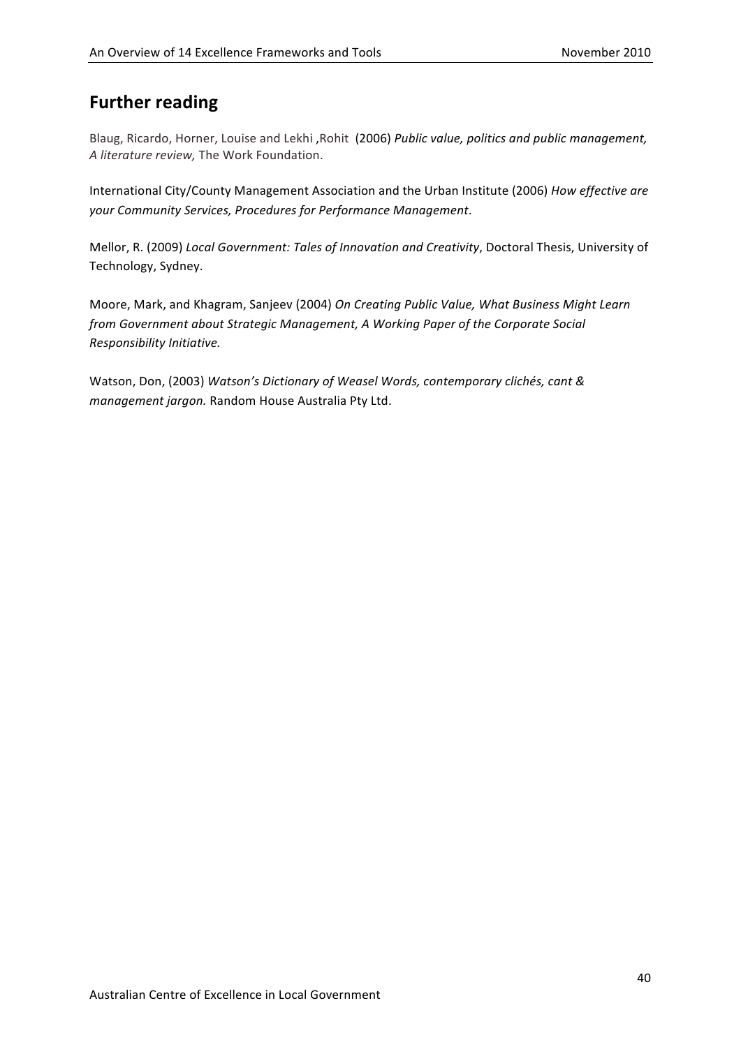## Further reading

Blaug, Ricardo, Horner, Louise and Lekhi ,Rohit (2006) *Public value, politics and public management, A literature review,* The Work Foundation.

International City/County Management Association and the Urban Institute (2006) *How effective are your Community Services, Procedures for Performance Management*.

Mellor, R. (2009) *Local Government: Tales of Innovation and Creativity*, Doctoral Thesis, University of Technology, Sydney.

Moore, Mark, and Khagram, Sanjeev (2004) *On Creating Public Value, What Business Might Learn from Government about Strategic Management, A Working Paper of the Corporate Social Responsibility Initiative.*

Watson, Don, (2003) *Watson's Dictionary of Weasel Words, contemporary clichés, cant & management jargon.* Random House Australia Pty Ltd.